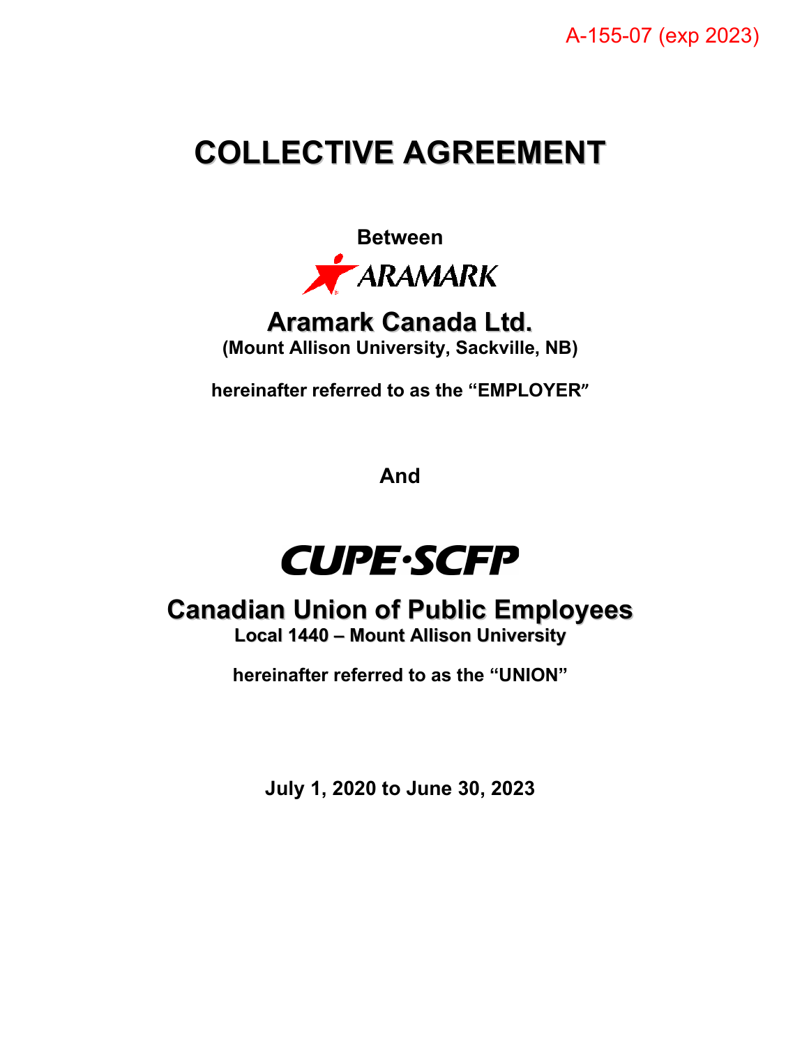A-155-07 (exp 2023)

# COLLECTIVE AGREEMENT

**Between**

ARAMARK

## Aramark Canada Ltd.

**(Mount Allison University, Sackville, NB)**

**hereinafter referred to as the "EMPLOYER"**

**And**

CUPE·SCFP

## Canadian Union of Public Employees

**Local 1440 – Mount Allison University**

**hereinafter referred to as the "UNION"**

**July 1, 2020 to June 30, 2023**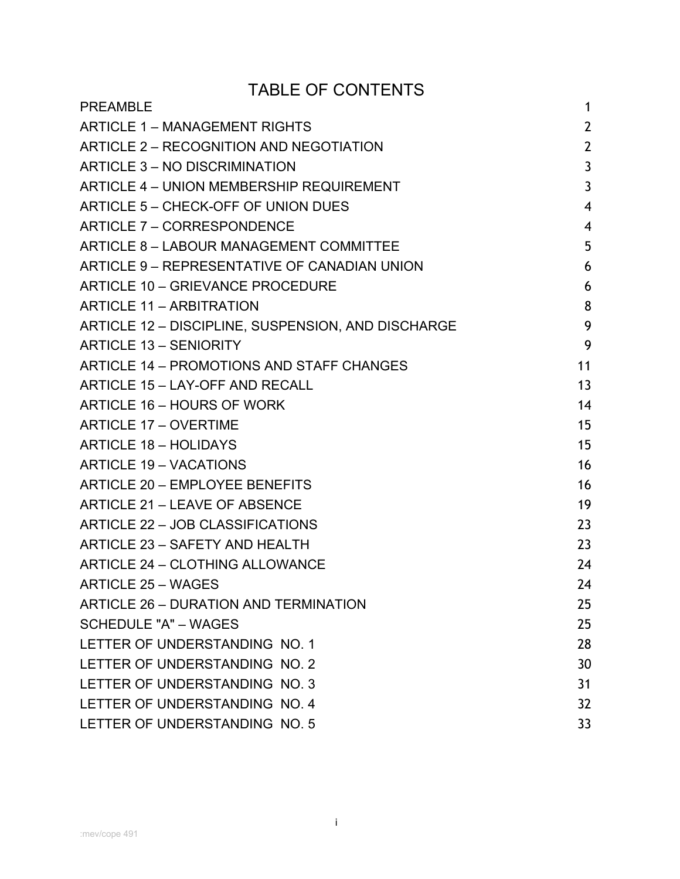# TABLE OF CONTENTS

| | |
|---|---|
| PREAMBLE | 1 |
| ARTICLE 1 – MANAGEMENT RIGHTS | 2 |
| ARTICLE 2 – RECOGNITION AND NEGOTIATION | 2 |
| ARTICLE 3 – NO DISCRIMINATION | 3 |
| ARTICLE 4 – UNION MEMBERSHIP REQUIREMENT | 3 |
| ARTICLE 5 – CHECK-OFF OF UNION DUES | 4 |
| ARTICLE 7 – CORRESPONDENCE | 4 |
| ARTICLE 8 – LABOUR MANAGEMENT COMMITTEE | 5 |
| ARTICLE 9 – REPRESENTATIVE OF CANADIAN UNION | 6 |
| ARTICLE 10 – GRIEVANCE PROCEDURE | 6 |
| ARTICLE 11 – ARBITRATION | 8 |
| ARTICLE 12 – DISCIPLINE, SUSPENSION, AND DISCHARGE | 9 |
| ARTICLE 13 – SENIORITY | 9 |
| ARTICLE 14 – PROMOTIONS AND STAFF CHANGES | 11 |
| ARTICLE 15 – LAY-OFF AND RECALL | 13 |
| ARTICLE 16 – HOURS OF WORK | 14 |
| ARTICLE 17 – OVERTIME | 15 |
| ARTICLE 18 – HOLIDAYS | 15 |
| ARTICLE 19 – VACATIONS | 16 |
| ARTICLE 20 – EMPLOYEE BENEFITS | 16 |
| ARTICLE 21 – LEAVE OF ABSENCE | 19 |
| ARTICLE 22 – JOB CLASSIFICATIONS | 23 |
| ARTICLE 23 – SAFETY AND HEALTH | 23 |
| ARTICLE 24 – CLOTHING ALLOWANCE | 24 |
| ARTICLE 25 – WAGES | 24 |
| ARTICLE 26 – DURATION AND TERMINATION | 25 |
| SCHEDULE "A" – WAGES | 25 |
| LETTER OF UNDERSTANDING NO. 1 | 28 |
| LETTER OF UNDERSTANDING NO. 2 | 30 |
| LETTER OF UNDERSTANDING NO. 3 | 31 |
| LETTER OF UNDERSTANDING NO. 4 | 32 |
| LETTER OF UNDERSTANDING NO. 5 | 33 |

:mev/cope 491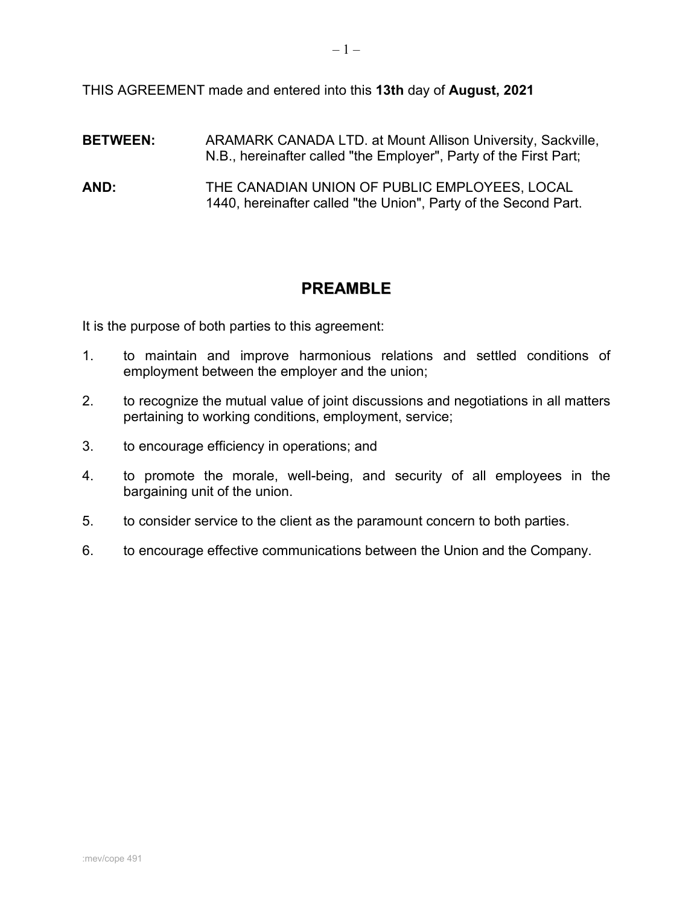THIS AGREEMENT made and entered into this **13th** day of **August, 2021**

**BETWEEN:** ARAMARK CANADA LTD. at Mount Allison University, Sackville, N.B., hereinafter called "the Employer", Party of the First Part;

**AND:** THE CANADIAN UNION OF PUBLIC EMPLOYEES, LOCAL 1440, hereinafter called "the Union", Party of the Second Part.

## PREAMBLE

It is the purpose of both parties to this agreement:

1. to maintain and improve harmonious relations and settled conditions of employment between the employer and the union;
2. to recognize the mutual value of joint discussions and negotiations in all matters pertaining to working conditions, employment, service;
3. to encourage efficiency in operations; and
4. to promote the morale, well-being, and security of all employees in the bargaining unit of the union.
5. to consider service to the client as the paramount concern to both parties.
6. to encourage effective communications between the Union and the Company.

:mev/cope 491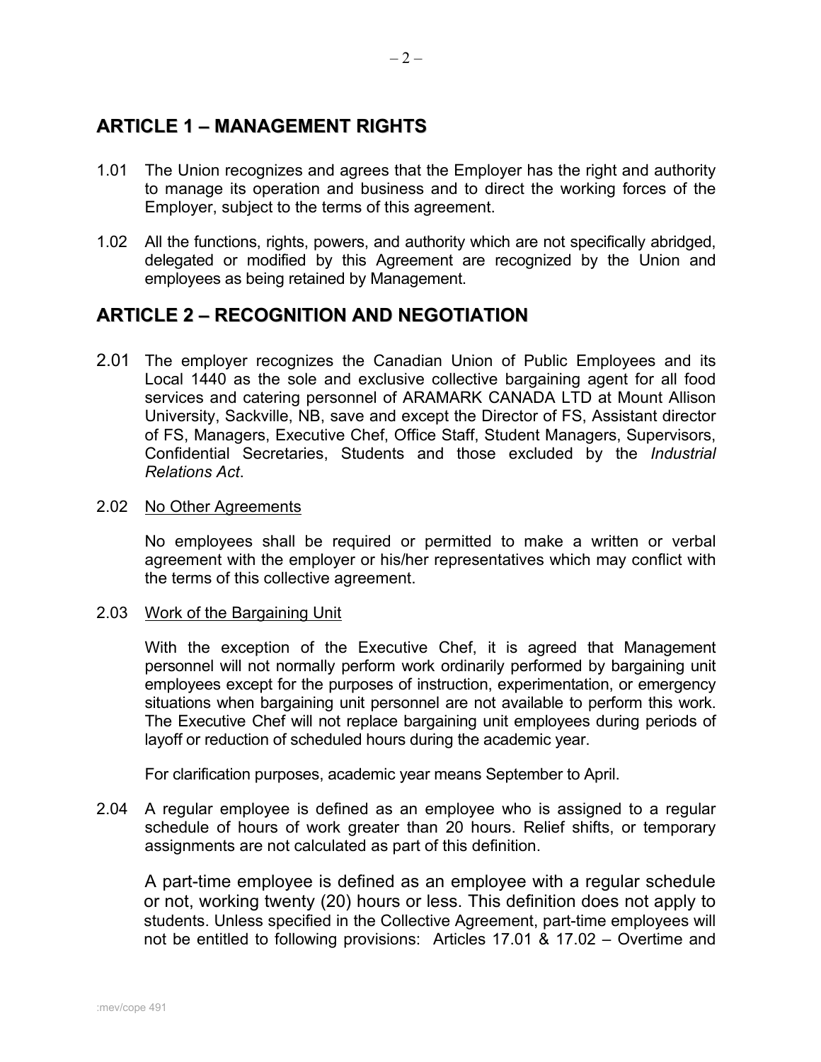## ARTICLE 1 – MANAGEMENT RIGHTS

1.01 The Union recognizes and agrees that the Employer has the right and authority to manage its operation and business and to direct the working forces of the Employer, subject to the terms of this agreement.

1.02 All the functions, rights, powers, and authority which are not specifically abridged, delegated or modified by this Agreement are recognized by the Union and employees as being retained by Management.

## ARTICLE 2 – RECOGNITION AND NEGOTIATION

2.01 The employer recognizes the Canadian Union of Public Employees and its Local 1440 as the sole and exclusive collective bargaining agent for all food services and catering personnel of ARAMARK CANADA LTD at Mount Allison University, Sackville, NB, save and except the Director of FS, Assistant director of FS, Managers, Executive Chef, Office Staff, Student Managers, Supervisors, Confidential Secretaries, Students and those excluded by the *Industrial Relations Act*.

2.02 No Other Agreements

No employees shall be required or permitted to make a written or verbal agreement with the employer or his/her representatives which may conflict with the terms of this collective agreement.

2.03 Work of the Bargaining Unit

With the exception of the Executive Chef, it is agreed that Management personnel will not normally perform work ordinarily performed by bargaining unit employees except for the purposes of instruction, experimentation, or emergency situations when bargaining unit personnel are not available to perform this work. The Executive Chef will not replace bargaining unit employees during periods of layoff or reduction of scheduled hours during the academic year.

For clarification purposes, academic year means September to April.

2.04 A regular employee is defined as an employee who is assigned to a regular schedule of hours of work greater than 20 hours. Relief shifts, or temporary assignments are not calculated as part of this definition.

A part-time employee is defined as an employee with a regular schedule or not, working twenty (20) hours or less. This definition does not apply to students. Unless specified in the Collective Agreement, part-time employees will not be entitled to following provisions: Articles 17.01 & 17.02 – Overtime and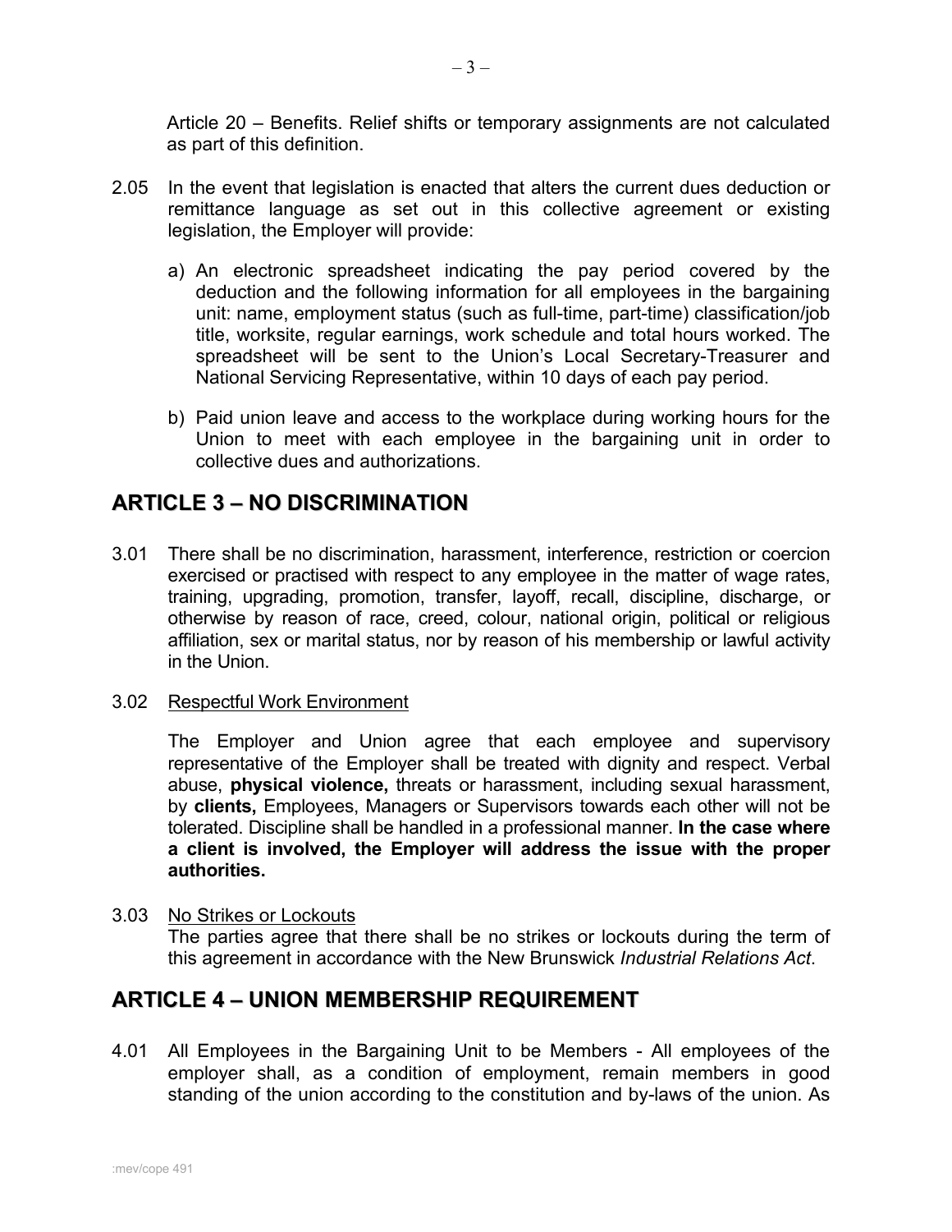Article 20 – Benefits. Relief shifts or temporary assignments are not calculated as part of this definition.

2.05 In the event that legislation is enacted that alters the current dues deduction or remittance language as set out in this collective agreement or existing legislation, the Employer will provide:

a) An electronic spreadsheet indicating the pay period covered by the deduction and the following information for all employees in the bargaining unit: name, employment status (such as full-time, part-time) classification/job title, worksite, regular earnings, work schedule and total hours worked. The spreadsheet will be sent to the Union's Local Secretary-Treasurer and National Servicing Representative, within 10 days of each pay period.

b) Paid union leave and access to the workplace during working hours for the Union to meet with each employee in the bargaining unit in order to collective dues and authorizations.

## ARTICLE 3 – NO DISCRIMINATION

3.01 There shall be no discrimination, harassment, interference, restriction or coercion exercised or practised with respect to any employee in the matter of wage rates, training, upgrading, promotion, transfer, layoff, recall, discipline, discharge, or otherwise by reason of race, creed, colour, national origin, political or religious affiliation, sex or marital status, nor by reason of his membership or lawful activity in the Union.

3.02 Respectful Work Environment

The Employer and Union agree that each employee and supervisory representative of the Employer shall be treated with dignity and respect. Verbal abuse, **physical violence,** threats or harassment, including sexual harassment, by **clients,** Employees, Managers or Supervisors towards each other will not be tolerated. Discipline shall be handled in a professional manner. **In the case where a client is involved, the Employer will address the issue with the proper authorities.**

3.03 No Strikes or Lockouts

The parties agree that there shall be no strikes or lockouts during the term of this agreement in accordance with the New Brunswick *Industrial Relations Act*.

## ARTICLE 4 – UNION MEMBERSHIP REQUIREMENT

4.01 All Employees in the Bargaining Unit to be Members - All employees of the employer shall, as a condition of employment, remain members in good standing of the union according to the constitution and by-laws of the union. As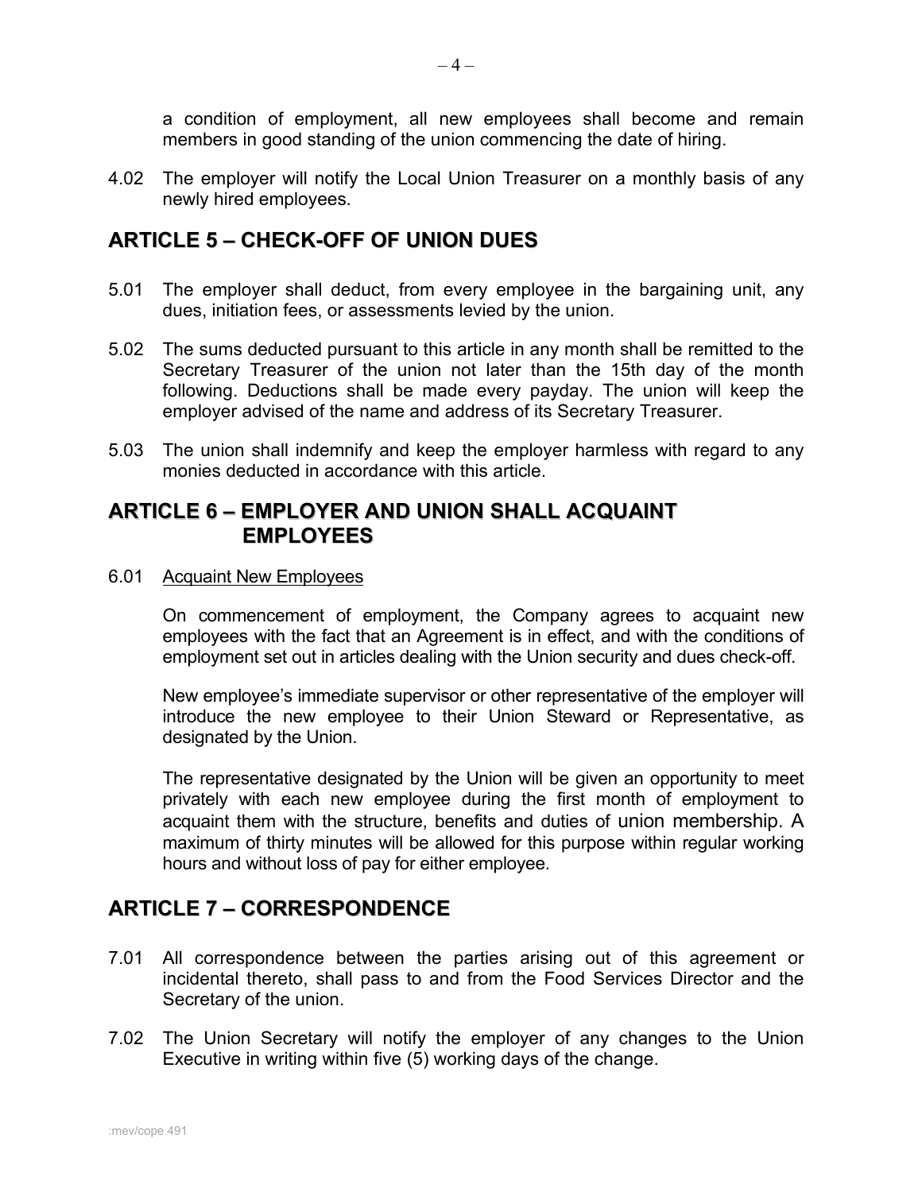a condition of employment, all new employees shall become and remain members in good standing of the union commencing the date of hiring.

4.02 The employer will notify the Local Union Treasurer on a monthly basis of any newly hired employees.

## ARTICLE 5 – CHECK-OFF OF UNION DUES

5.01 The employer shall deduct, from every employee in the bargaining unit, any dues, initiation fees, or assessments levied by the union.

5.02 The sums deducted pursuant to this article in any month shall be remitted to the Secretary Treasurer of the union not later than the 15th day of the month following. Deductions shall be made every payday. The union will keep the employer advised of the name and address of its Secretary Treasurer.

5.03 The union shall indemnify and keep the employer harmless with regard to any monies deducted in accordance with this article.

## ARTICLE 6 – EMPLOYER AND UNION SHALL ACQUAINT EMPLOYEES

6.01 Acquaint New Employees

On commencement of employment, the Company agrees to acquaint new employees with the fact that an Agreement is in effect, and with the conditions of employment set out in articles dealing with the Union security and dues check-off.

New employee's immediate supervisor or other representative of the employer will introduce the new employee to their Union Steward or Representative, as designated by the Union.

The representative designated by the Union will be given an opportunity to meet privately with each new employee during the first month of employment to acquaint them with the structure, benefits and duties of union membership. A maximum of thirty minutes will be allowed for this purpose within regular working hours and without loss of pay for either employee.

## ARTICLE 7 – CORRESPONDENCE

7.01 All correspondence between the parties arising out of this agreement or incidental thereto, shall pass to and from the Food Services Director and the Secretary of the union.

7.02 The Union Secretary will notify the employer of any changes to the Union Executive in writing within five (5) working days of the change.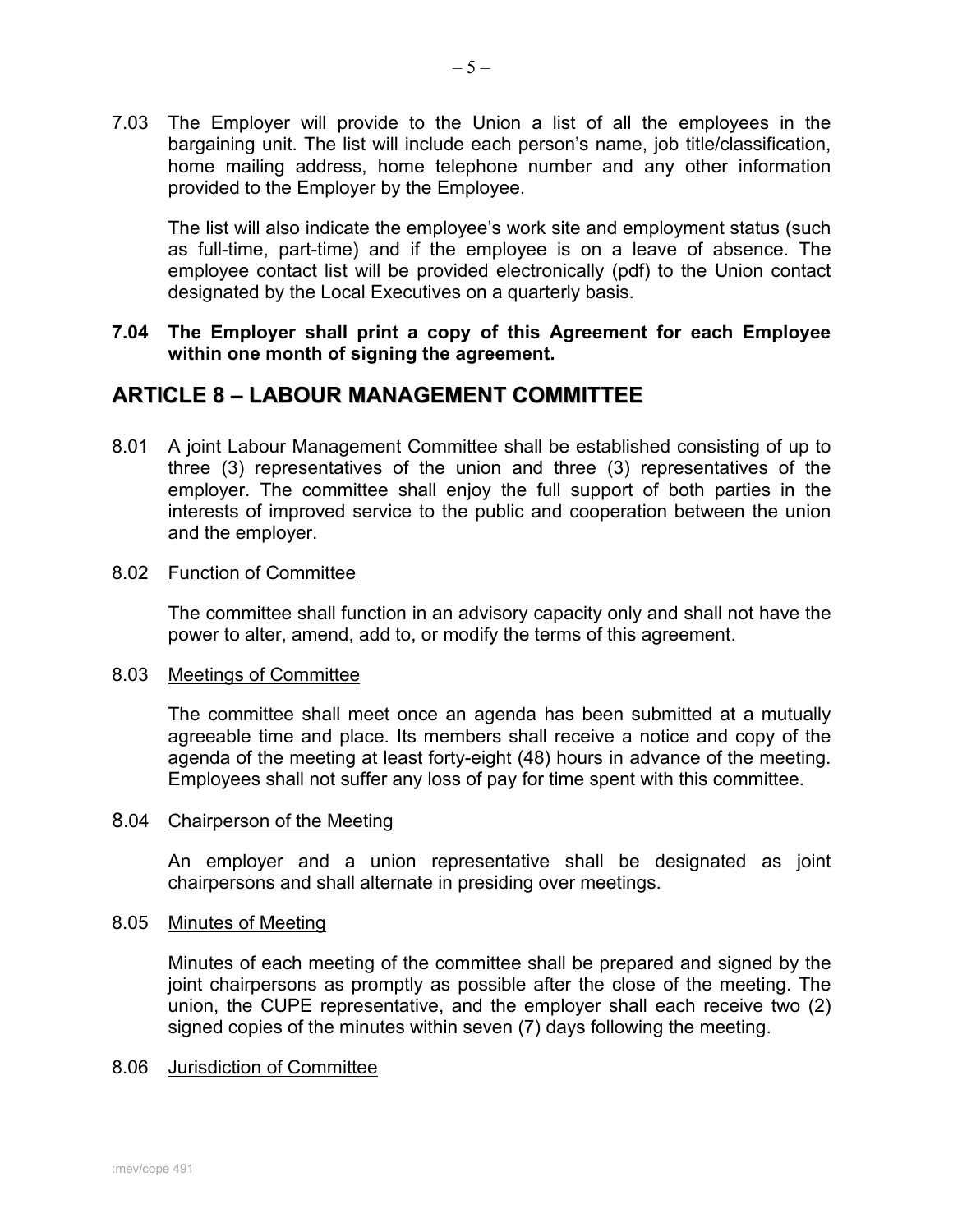7.03 The Employer will provide to the Union a list of all the employees in the bargaining unit. The list will include each person's name, job title/classification, home mailing address, home telephone number and any other information provided to the Employer by the Employee.

The list will also indicate the employee's work site and employment status (such as full-time, part-time) and if the employee is on a leave of absence. The employee contact list will be provided electronically (pdf) to the Union contact designated by the Local Executives on a quarterly basis.

**7.04 The Employer shall print a copy of this Agreement for each Employee within one month of signing the agreement.**

## ARTICLE 8 – LABOUR MANAGEMENT COMMITTEE

8.01 A joint Labour Management Committee shall be established consisting of up to three (3) representatives of the union and three (3) representatives of the employer. The committee shall enjoy the full support of both parties in the interests of improved service to the public and cooperation between the union and the employer.

8.02 Function of Committee

The committee shall function in an advisory capacity only and shall not have the power to alter, amend, add to, or modify the terms of this agreement.

8.03 Meetings of Committee

The committee shall meet once an agenda has been submitted at a mutually agreeable time and place. Its members shall receive a notice and copy of the agenda of the meeting at least forty-eight (48) hours in advance of the meeting. Employees shall not suffer any loss of pay for time spent with this committee.

8.04 Chairperson of the Meeting

An employer and a union representative shall be designated as joint chairpersons and shall alternate in presiding over meetings.

8.05 Minutes of Meeting

Minutes of each meeting of the committee shall be prepared and signed by the joint chairpersons as promptly as possible after the close of the meeting. The union, the CUPE representative, and the employer shall each receive two (2) signed copies of the minutes within seven (7) days following the meeting.

8.06 Jurisdiction of Committee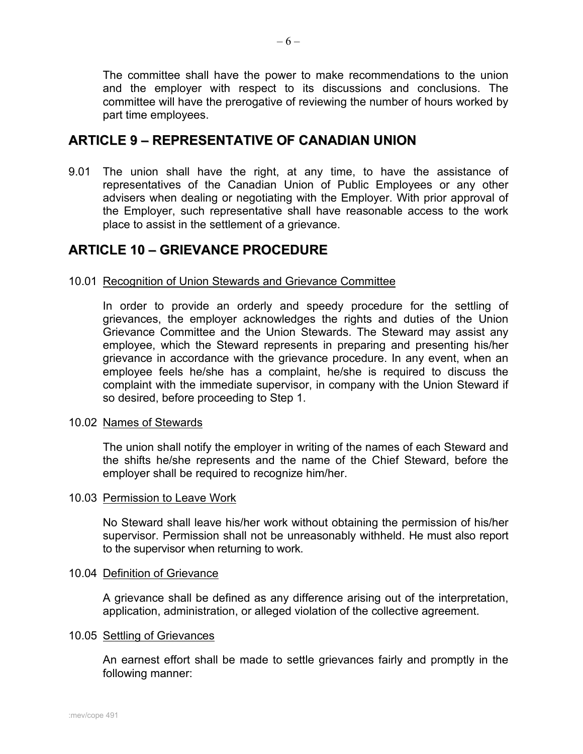The committee shall have the power to make recommendations to the union and the employer with respect to its discussions and conclusions. The committee will have the prerogative of reviewing the number of hours worked by part time employees.

## ARTICLE 9 – REPRESENTATIVE OF CANADIAN UNION

9.01 The union shall have the right, at any time, to have the assistance of representatives of the Canadian Union of Public Employees or any other advisers when dealing or negotiating with the Employer. With prior approval of the Employer, such representative shall have reasonable access to the work place to assist in the settlement of a grievance.

## ARTICLE 10 – GRIEVANCE PROCEDURE

10.01 Recognition of Union Stewards and Grievance Committee

In order to provide an orderly and speedy procedure for the settling of grievances, the employer acknowledges the rights and duties of the Union Grievance Committee and the Union Stewards. The Steward may assist any employee, which the Steward represents in preparing and presenting his/her grievance in accordance with the grievance procedure. In any event, when an employee feels he/she has a complaint, he/she is required to discuss the complaint with the immediate supervisor, in company with the Union Steward if so desired, before proceeding to Step 1.

10.02 Names of Stewards

The union shall notify the employer in writing of the names of each Steward and the shifts he/she represents and the name of the Chief Steward, before the employer shall be required to recognize him/her.

10.03 Permission to Leave Work

No Steward shall leave his/her work without obtaining the permission of his/her supervisor. Permission shall not be unreasonably withheld. He must also report to the supervisor when returning to work.

10.04 Definition of Grievance

A grievance shall be defined as any difference arising out of the interpretation, application, administration, or alleged violation of the collective agreement.

10.05 Settling of Grievances

An earnest effort shall be made to settle grievances fairly and promptly in the following manner: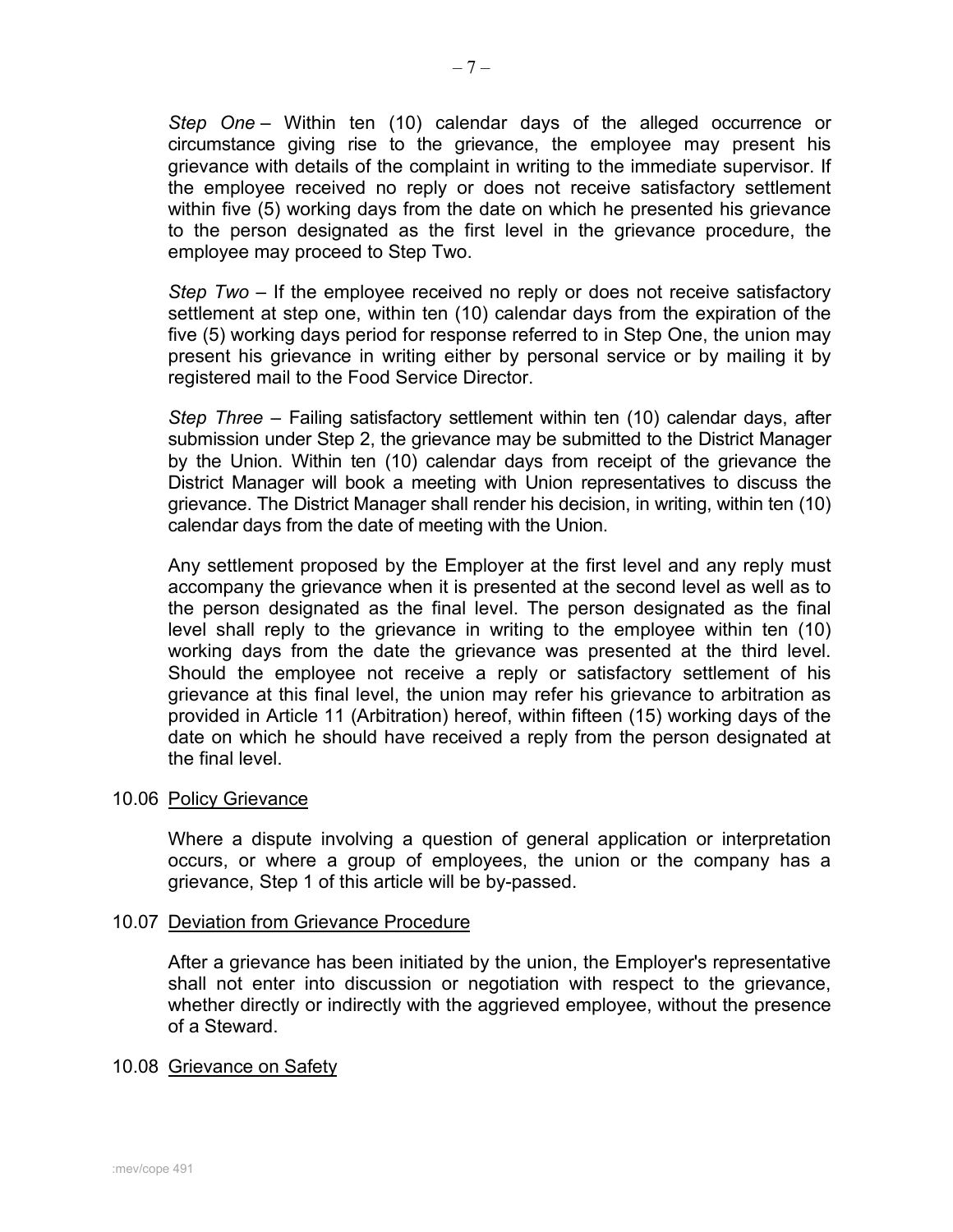*Step One* – Within ten (10) calendar days of the alleged occurrence or circumstance giving rise to the grievance, the employee may present his grievance with details of the complaint in writing to the immediate supervisor. If the employee received no reply or does not receive satisfactory settlement within five (5) working days from the date on which he presented his grievance to the person designated as the first level in the grievance procedure, the employee may proceed to Step Two.

*Step Two* – If the employee received no reply or does not receive satisfactory settlement at step one, within ten (10) calendar days from the expiration of the five (5) working days period for response referred to in Step One, the union may present his grievance in writing either by personal service or by mailing it by registered mail to the Food Service Director.

*Step Three* – Failing satisfactory settlement within ten (10) calendar days, after submission under Step 2, the grievance may be submitted to the District Manager by the Union. Within ten (10) calendar days from receipt of the grievance the District Manager will book a meeting with Union representatives to discuss the grievance. The District Manager shall render his decision, in writing, within ten (10) calendar days from the date of meeting with the Union.

Any settlement proposed by the Employer at the first level and any reply must accompany the grievance when it is presented at the second level as well as to the person designated as the final level. The person designated as the final level shall reply to the grievance in writing to the employee within ten (10) working days from the date the grievance was presented at the third level. Should the employee not receive a reply or satisfactory settlement of his grievance at this final level, the union may refer his grievance to arbitration as provided in Article 11 (Arbitration) hereof, within fifteen (15) working days of the date on which he should have received a reply from the person designated at the final level.

10.06 Policy Grievance

Where a dispute involving a question of general application or interpretation occurs, or where a group of employees, the union or the company has a grievance, Step 1 of this article will be by-passed.

10.07 Deviation from Grievance Procedure

After a grievance has been initiated by the union, the Employer's representative shall not enter into discussion or negotiation with respect to the grievance, whether directly or indirectly with the aggrieved employee, without the presence of a Steward.

10.08 Grievance on Safety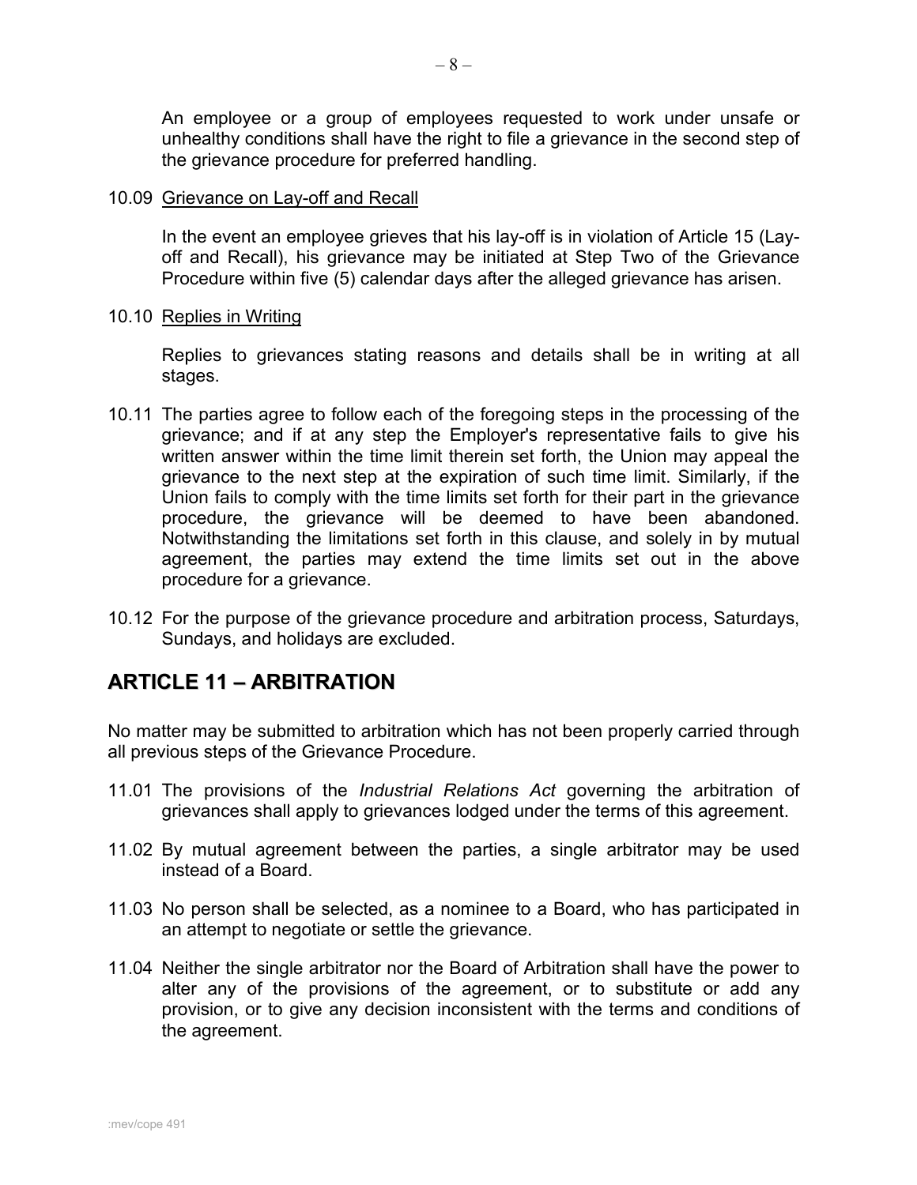An employee or a group of employees requested to work under unsafe or unhealthy conditions shall have the right to file a grievance in the second step of the grievance procedure for preferred handling.

10.09 Grievance on Lay-off and Recall

In the event an employee grieves that his lay-off is in violation of Article 15 (Lay-off and Recall), his grievance may be initiated at Step Two of the Grievance Procedure within five (5) calendar days after the alleged grievance has arisen.

10.10 Replies in Writing

Replies to grievances stating reasons and details shall be in writing at all stages.

10.11 The parties agree to follow each of the foregoing steps in the processing of the grievance; and if at any step the Employer's representative fails to give his written answer within the time limit therein set forth, the Union may appeal the grievance to the next step at the expiration of such time limit. Similarly, if the Union fails to comply with the time limits set forth for their part in the grievance procedure, the grievance will be deemed to have been abandoned. Notwithstanding the limitations set forth in this clause, and solely in by mutual agreement, the parties may extend the time limits set out in the above procedure for a grievance.

10.12 For the purpose of the grievance procedure and arbitration process, Saturdays, Sundays, and holidays are excluded.

## ARTICLE 11 – ARBITRATION

No matter may be submitted to arbitration which has not been properly carried through all previous steps of the Grievance Procedure.

11.01 The provisions of the *Industrial Relations Act* governing the arbitration of grievances shall apply to grievances lodged under the terms of this agreement.

11.02 By mutual agreement between the parties, a single arbitrator may be used instead of a Board.

11.03 No person shall be selected, as a nominee to a Board, who has participated in an attempt to negotiate or settle the grievance.

11.04 Neither the single arbitrator nor the Board of Arbitration shall have the power to alter any of the provisions of the agreement, or to substitute or add any provision, or to give any decision inconsistent with the terms and conditions of the agreement.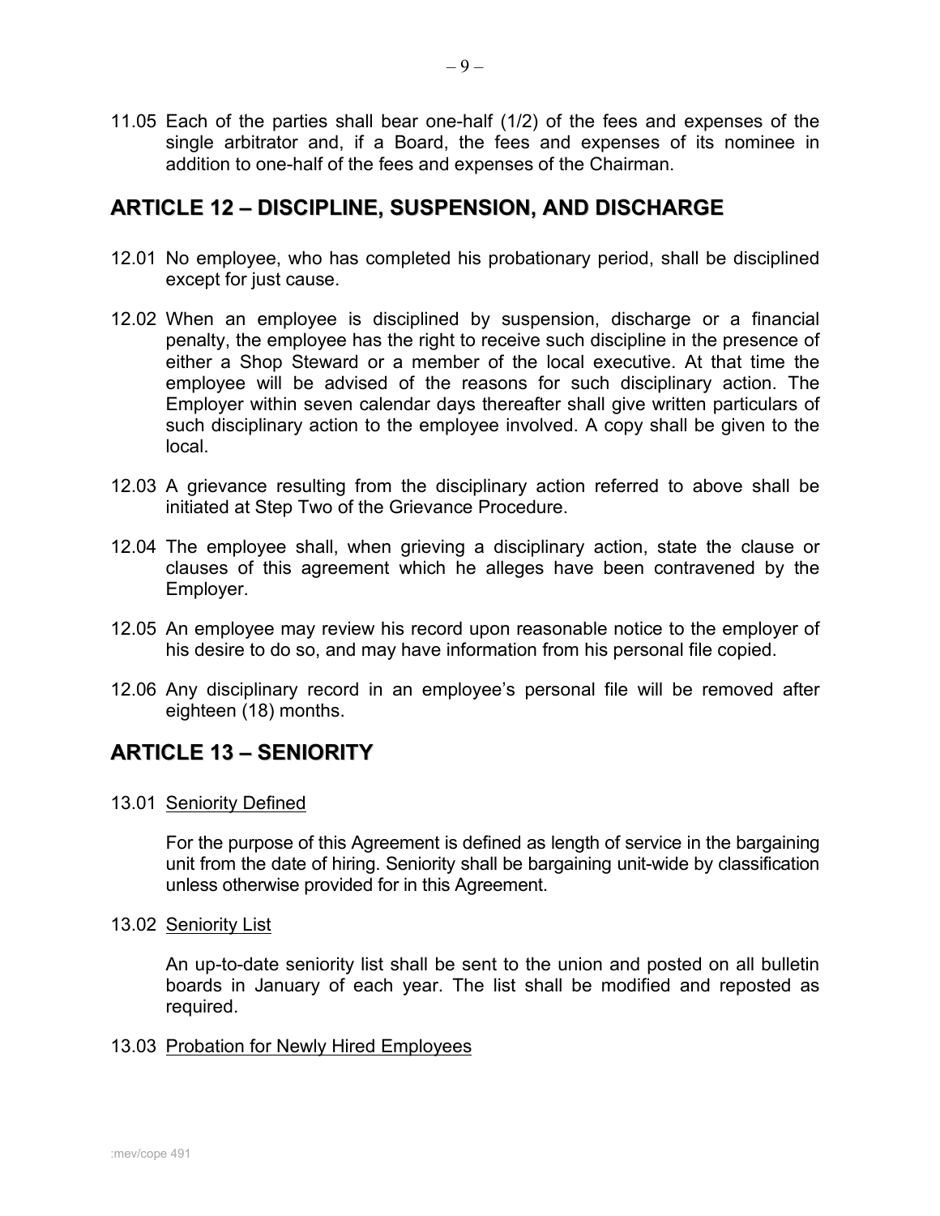11.05 Each of the parties shall bear one-half (1/2) of the fees and expenses of the single arbitrator and, if a Board, the fees and expenses of its nominee in addition to one-half of the fees and expenses of the Chairman.

## ARTICLE 12 – DISCIPLINE, SUSPENSION, AND DISCHARGE

12.01 No employee, who has completed his probationary period, shall be disciplined except for just cause.

12.02 When an employee is disciplined by suspension, discharge or a financial penalty, the employee has the right to receive such discipline in the presence of either a Shop Steward or a member of the local executive. At that time the employee will be advised of the reasons for such disciplinary action. The Employer within seven calendar days thereafter shall give written particulars of such disciplinary action to the employee involved. A copy shall be given to the local.

12.03 A grievance resulting from the disciplinary action referred to above shall be initiated at Step Two of the Grievance Procedure.

12.04 The employee shall, when grieving a disciplinary action, state the clause or clauses of this agreement which he alleges have been contravened by the Employer.

12.05 An employee may review his record upon reasonable notice to the employer of his desire to do so, and may have information from his personal file copied.

12.06 Any disciplinary record in an employee's personal file will be removed after eighteen (18) months.

## ARTICLE 13 – SENIORITY

13.01 Seniority Defined

For the purpose of this Agreement is defined as length of service in the bargaining unit from the date of hiring. Seniority shall be bargaining unit-wide by classification unless otherwise provided for in this Agreement.

13.02 Seniority List

An up-to-date seniority list shall be sent to the union and posted on all bulletin boards in January of each year. The list shall be modified and reposted as required.

13.03 Probation for Newly Hired Employees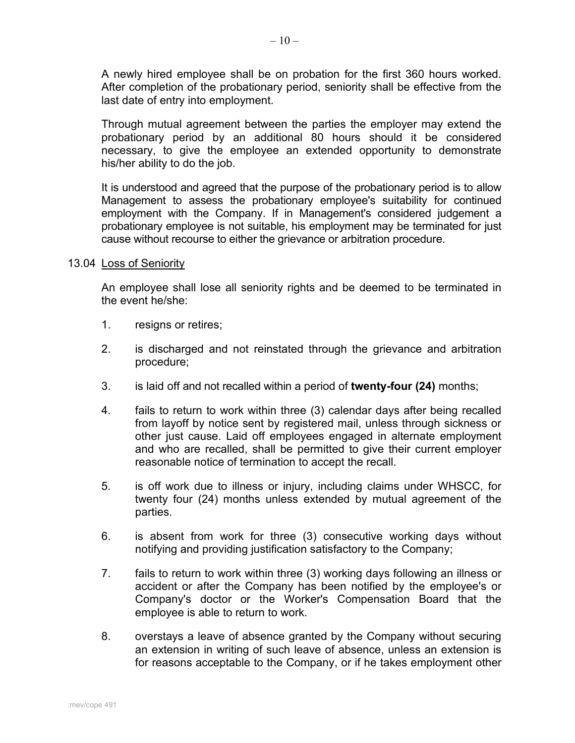A newly hired employee shall be on probation for the first 360 hours worked. After completion of the probationary period, seniority shall be effective from the last date of entry into employment.

Through mutual agreement between the parties the employer may extend the probationary period by an additional 80 hours should it be considered necessary, to give the employee an extended opportunity to demonstrate his/her ability to do the job.

It is understood and agreed that the purpose of the probationary period is to allow Management to assess the probationary employee's suitability for continued employment with the Company. If in Management's considered judgement a probationary employee is not suitable, his employment may be terminated for just cause without recourse to either the grievance or arbitration procedure.

13.04 <u>Loss of Seniority</u>

An employee shall lose all seniority rights and be deemed to be terminated in the event he/she:

1. resigns or retires;

2. is discharged and not reinstated through the grievance and arbitration procedure;

3. is laid off and not recalled within a period of **twenty-four (24)** months;

4. fails to return to work within three (3) calendar days after being recalled from layoff by notice sent by registered mail, unless through sickness or other just cause. Laid off employees engaged in alternate employment and who are recalled, shall be permitted to give their current employer reasonable notice of termination to accept the recall.

5. is off work due to illness or injury, including claims under WHSCC, for twenty four (24) months unless extended by mutual agreement of the parties.

6. is absent from work for three (3) consecutive working days without notifying and providing justification satisfactory to the Company;

7. fails to return to work within three (3) working days following an illness or accident or after the Company has been notified by the employee's or Company's doctor or the Worker's Compensation Board that the employee is able to return to work.

8. overstays a leave of absence granted by the Company without securing an extension in writing of such leave of absence, unless an extension is for reasons acceptable to the Company, or if he takes employment other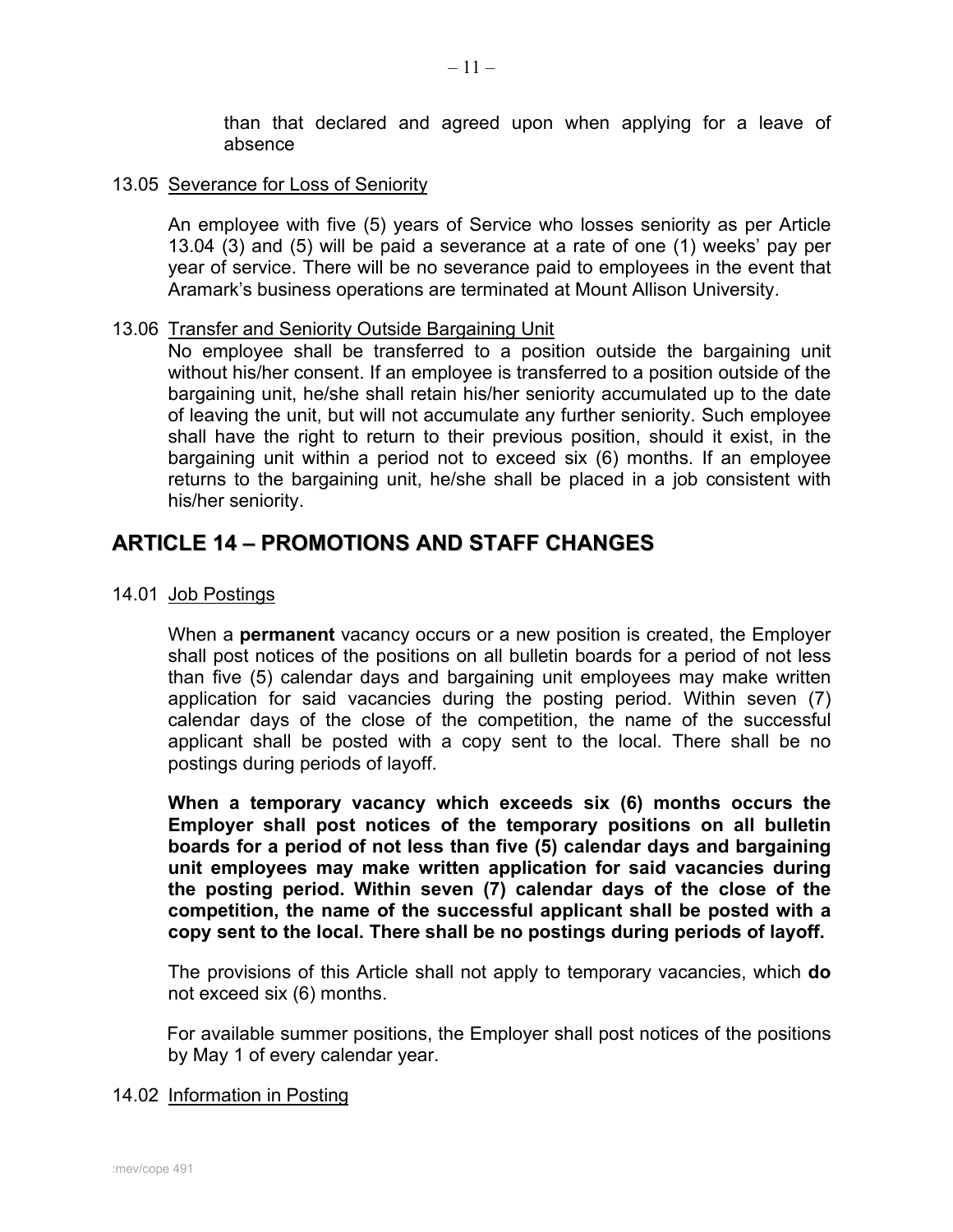than that declared and agreed upon when applying for a leave of absence

13.05 Severance for Loss of Seniority

An employee with five (5) years of Service who losses seniority as per Article 13.04 (3) and (5) will be paid a severance at a rate of one (1) weeks' pay per year of service. There will be no severance paid to employees in the event that Aramark's business operations are terminated at Mount Allison University.

13.06 Transfer and Seniority Outside Bargaining Unit

No employee shall be transferred to a position outside the bargaining unit without his/her consent. If an employee is transferred to a position outside of the bargaining unit, he/she shall retain his/her seniority accumulated up to the date of leaving the unit, but will not accumulate any further seniority. Such employee shall have the right to return to their previous position, should it exist, in the bargaining unit within a period not to exceed six (6) months. If an employee returns to the bargaining unit, he/she shall be placed in a job consistent with his/her seniority.

## ARTICLE 14 – PROMOTIONS AND STAFF CHANGES

14.01 Job Postings

When a **permanent** vacancy occurs or a new position is created, the Employer shall post notices of the positions on all bulletin boards for a period of not less than five (5) calendar days and bargaining unit employees may make written application for said vacancies during the posting period. Within seven (7) calendar days of the close of the competition, the name of the successful applicant shall be posted with a copy sent to the local. There shall be no postings during periods of layoff.

**When a temporary vacancy which exceeds six (6) months occurs the Employer shall post notices of the temporary positions on all bulletin boards for a period of not less than five (5) calendar days and bargaining unit employees may make written application for said vacancies during the posting period. Within seven (7) calendar days of the close of the competition, the name of the successful applicant shall be posted with a copy sent to the local. There shall be no postings during periods of layoff.**

The provisions of this Article shall not apply to temporary vacancies, which **do** not exceed six (6) months.

For available summer positions, the Employer shall post notices of the positions by May 1 of every calendar year.

14.02 Information in Posting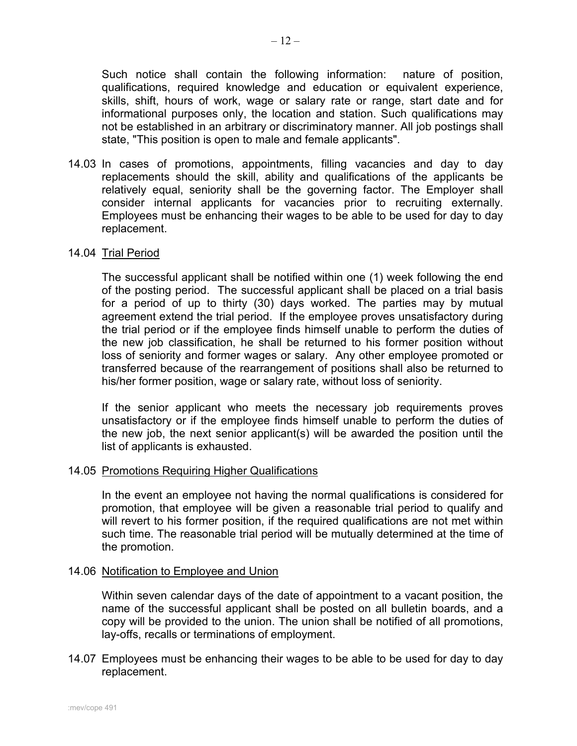Such notice shall contain the following information: nature of position, qualifications, required knowledge and education or equivalent experience, skills, shift, hours of work, wage or salary rate or range, start date and for informational purposes only, the location and station. Such qualifications may not be established in an arbitrary or discriminatory manner. All job postings shall state, "This position is open to male and female applicants".

14.03 In cases of promotions, appointments, filling vacancies and day to day replacements should the skill, ability and qualifications of the applicants be relatively equal, seniority shall be the governing factor. The Employer shall consider internal applicants for vacancies prior to recruiting externally. Employees must be enhancing their wages to be able to be used for day to day replacement.

14.04 Trial Period

The successful applicant shall be notified within one (1) week following the end of the posting period. The successful applicant shall be placed on a trial basis for a period of up to thirty (30) days worked. The parties may by mutual agreement extend the trial period. If the employee proves unsatisfactory during the trial period or if the employee finds himself unable to perform the duties of the new job classification, he shall be returned to his former position without loss of seniority and former wages or salary. Any other employee promoted or transferred because of the rearrangement of positions shall also be returned to his/her former position, wage or salary rate, without loss of seniority.

If the senior applicant who meets the necessary job requirements proves unsatisfactory or if the employee finds himself unable to perform the duties of the new job, the next senior applicant(s) will be awarded the position until the list of applicants is exhausted.

14.05 Promotions Requiring Higher Qualifications

In the event an employee not having the normal qualifications is considered for promotion, that employee will be given a reasonable trial period to qualify and will revert to his former position, if the required qualifications are not met within such time. The reasonable trial period will be mutually determined at the time of the promotion.

14.06 Notification to Employee and Union

Within seven calendar days of the date of appointment to a vacant position, the name of the successful applicant shall be posted on all bulletin boards, and a copy will be provided to the union. The union shall be notified of all promotions, lay-offs, recalls or terminations of employment.

14.07 Employees must be enhancing their wages to be able to be used for day to day replacement.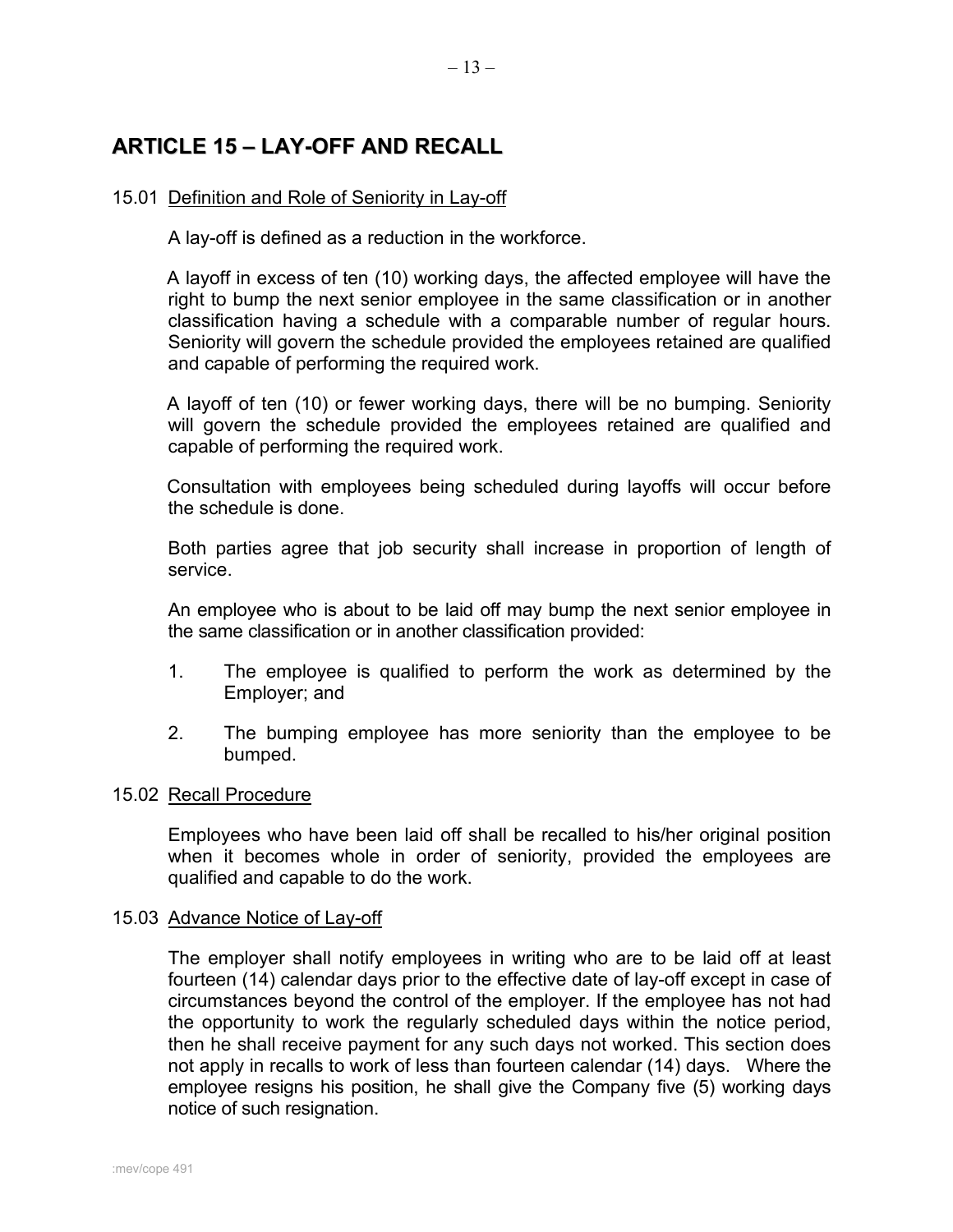## ARTICLE 15 – LAY-OFF AND RECALL

15.01 Definition and Role of Seniority in Lay-off

A lay-off is defined as a reduction in the workforce.

A layoff in excess of ten (10) working days, the affected employee will have the right to bump the next senior employee in the same classification or in another classification having a schedule with a comparable number of regular hours. Seniority will govern the schedule provided the employees retained are qualified and capable of performing the required work.

A layoff of ten (10) or fewer working days, there will be no bumping. Seniority will govern the schedule provided the employees retained are qualified and capable of performing the required work.

Consultation with employees being scheduled during layoffs will occur before the schedule is done.

Both parties agree that job security shall increase in proportion of length of service.

An employee who is about to be laid off may bump the next senior employee in the same classification or in another classification provided:

1. The employee is qualified to perform the work as determined by the Employer; and
2. The bumping employee has more seniority than the employee to be bumped.

15.02 Recall Procedure

Employees who have been laid off shall be recalled to his/her original position when it becomes whole in order of seniority, provided the employees are qualified and capable to do the work.

15.03 Advance Notice of Lay-off

The employer shall notify employees in writing who are to be laid off at least fourteen (14) calendar days prior to the effective date of lay-off except in case of circumstances beyond the control of the employer. If the employee has not had the opportunity to work the regularly scheduled days within the notice period, then he shall receive payment for any such days not worked. This section does not apply in recalls to work of less than fourteen calendar (14) days. Where the employee resigns his position, he shall give the Company five (5) working days notice of such resignation.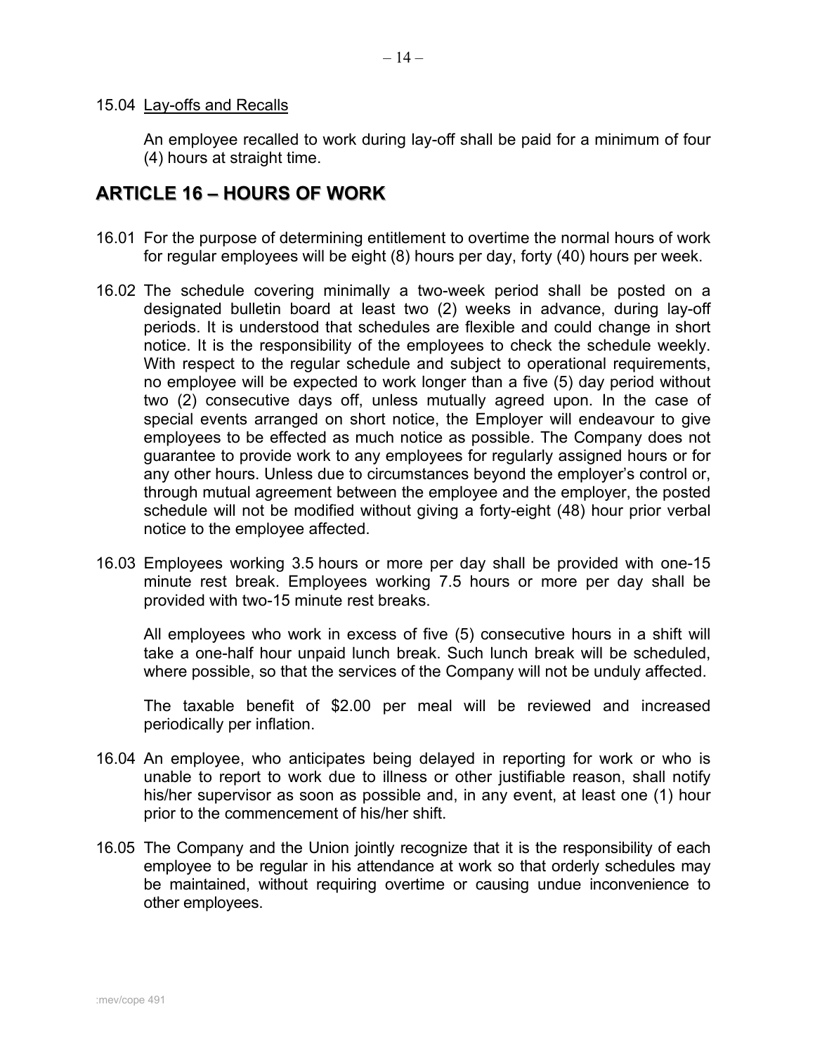15.04 Lay-offs and Recalls

An employee recalled to work during lay-off shall be paid for a minimum of four (4) hours at straight time.

## ARTICLE 16 – HOURS OF WORK

16.01 For the purpose of determining entitlement to overtime the normal hours of work for regular employees will be eight (8) hours per day, forty (40) hours per week.

16.02 The schedule covering minimally a two-week period shall be posted on a designated bulletin board at least two (2) weeks in advance, during lay-off periods. It is understood that schedules are flexible and could change in short notice. It is the responsibility of the employees to check the schedule weekly. With respect to the regular schedule and subject to operational requirements, no employee will be expected to work longer than a five (5) day period without two (2) consecutive days off, unless mutually agreed upon. In the case of special events arranged on short notice, the Employer will endeavour to give employees to be effected as much notice as possible. The Company does not guarantee to provide work to any employees for regularly assigned hours or for any other hours. Unless due to circumstances beyond the employer's control or, through mutual agreement between the employee and the employer, the posted schedule will not be modified without giving a forty-eight (48) hour prior verbal notice to the employee affected.

16.03 Employees working 3.5 hours or more per day shall be provided with one-15 minute rest break. Employees working 7.5 hours or more per day shall be provided with two-15 minute rest breaks.

All employees who work in excess of five (5) consecutive hours in a shift will take a one-half hour unpaid lunch break. Such lunch break will be scheduled, where possible, so that the services of the Company will not be unduly affected.

The taxable benefit of $2.00 per meal will be reviewed and increased periodically per inflation.

16.04 An employee, who anticipates being delayed in reporting for work or who is unable to report to work due to illness or other justifiable reason, shall notify his/her supervisor as soon as possible and, in any event, at least one (1) hour prior to the commencement of his/her shift.

16.05 The Company and the Union jointly recognize that it is the responsibility of each employee to be regular in his attendance at work so that orderly schedules may be maintained, without requiring overtime or causing undue inconvenience to other employees.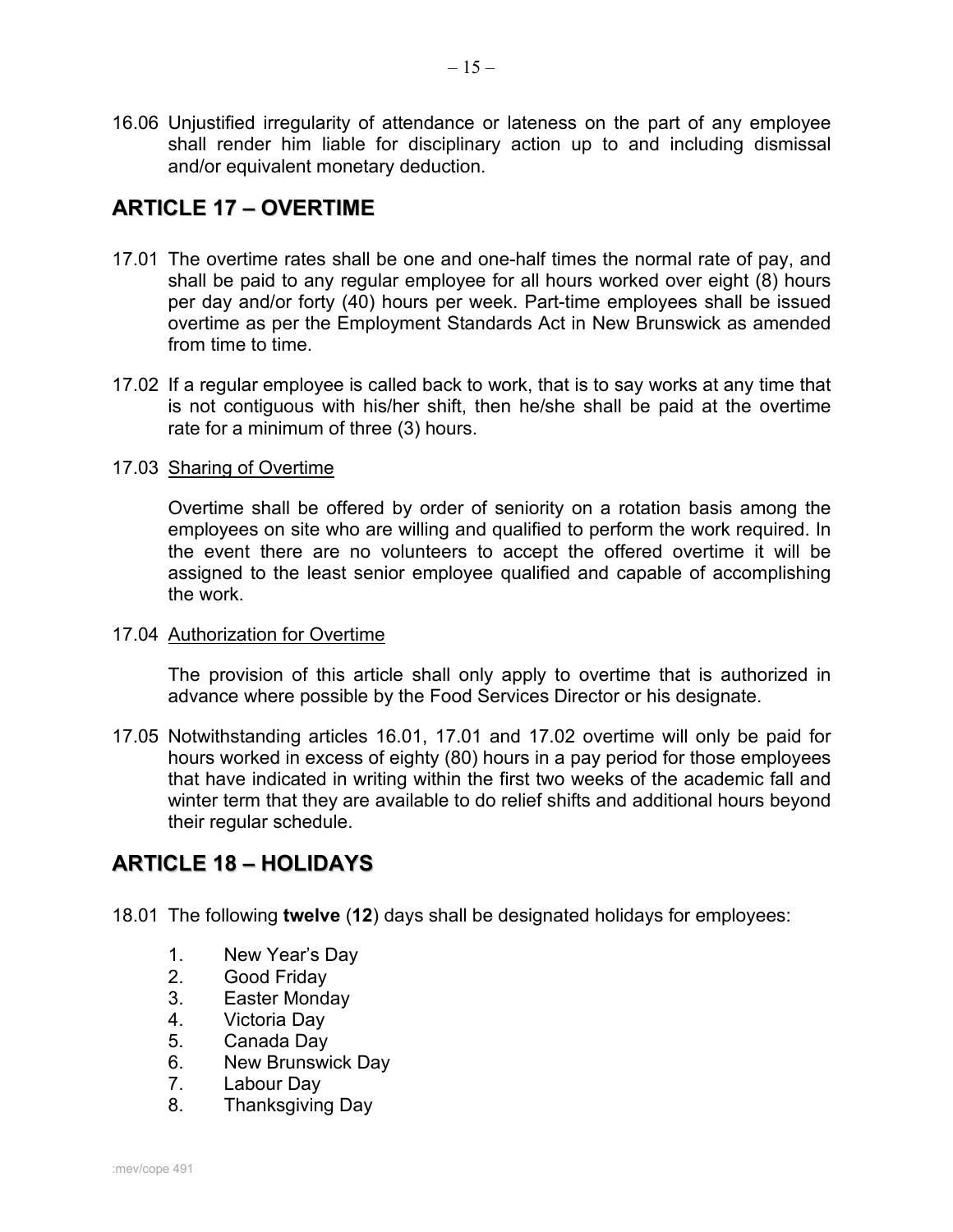16.06 Unjustified irregularity of attendance or lateness on the part of any employee shall render him liable for disciplinary action up to and including dismissal and/or equivalent monetary deduction.

## ARTICLE 17 – OVERTIME

17.01 The overtime rates shall be one and one-half times the normal rate of pay, and shall be paid to any regular employee for all hours worked over eight (8) hours per day and/or forty (40) hours per week. Part-time employees shall be issued overtime as per the Employment Standards Act in New Brunswick as amended from time to time.

17.02 If a regular employee is called back to work, that is to say works at any time that is not contiguous with his/her shift, then he/she shall be paid at the overtime rate for a minimum of three (3) hours.

17.03 Sharing of Overtime

Overtime shall be offered by order of seniority on a rotation basis among the employees on site who are willing and qualified to perform the work required. In the event there are no volunteers to accept the offered overtime it will be assigned to the least senior employee qualified and capable of accomplishing the work.

17.04 Authorization for Overtime

The provision of this article shall only apply to overtime that is authorized in advance where possible by the Food Services Director or his designate.

17.05 Notwithstanding articles 16.01, 17.01 and 17.02 overtime will only be paid for hours worked in excess of eighty (80) hours in a pay period for those employees that have indicated in writing within the first two weeks of the academic fall and winter term that they are available to do relief shifts and additional hours beyond their regular schedule.

## ARTICLE 18 – HOLIDAYS

18.01 The following **twelve** (**12**) days shall be designated holidays for employees:

1. New Year's Day
2. Good Friday
3. Easter Monday
4. Victoria Day
5. Canada Day
6. New Brunswick Day
7. Labour Day
8. Thanksgiving Day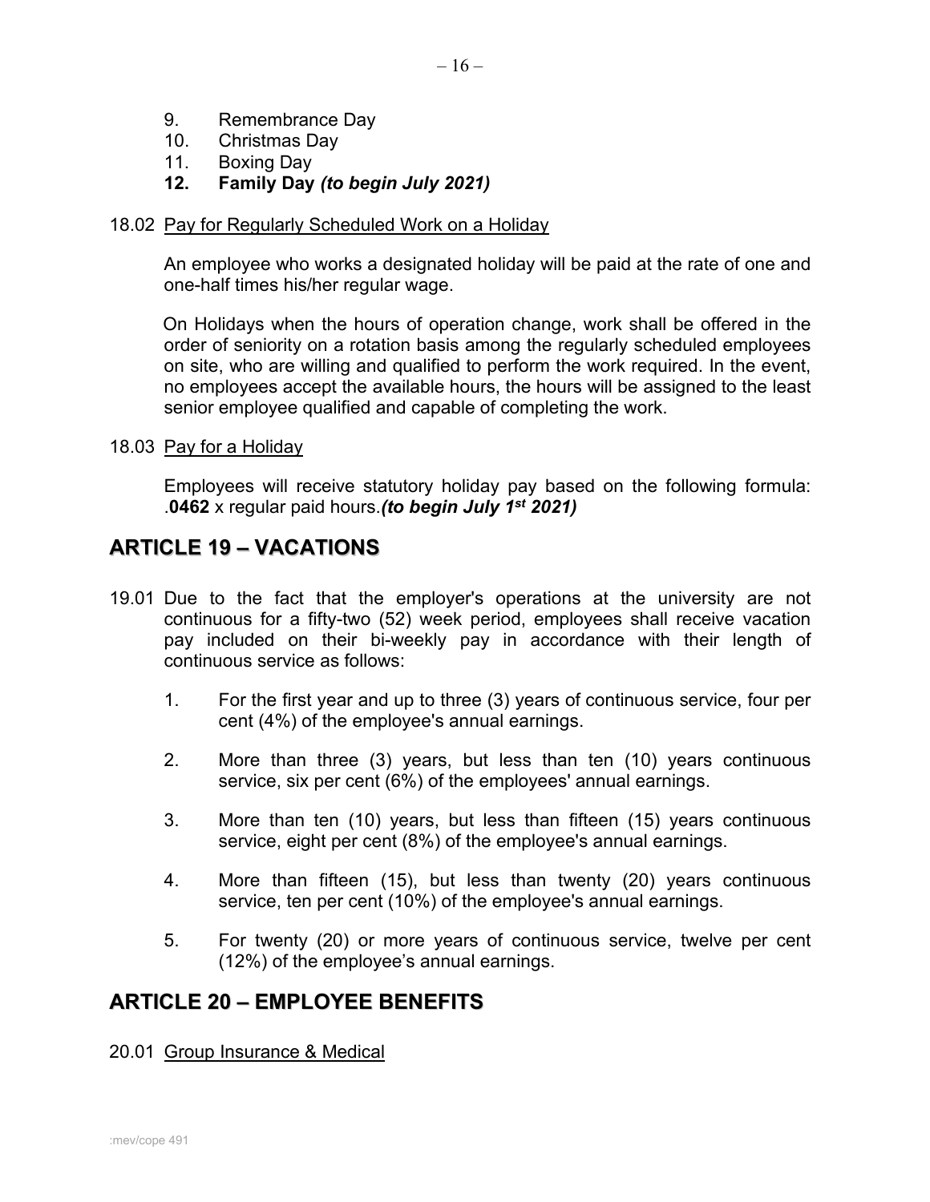9. Remembrance Day
10. Christmas Day
11. Boxing Day
12. **Family Day** ***(to begin July 2021)***

18.02 Pay for Regularly Scheduled Work on a Holiday

An employee who works a designated holiday will be paid at the rate of one and one-half times his/her regular wage.

On Holidays when the hours of operation change, work shall be offered in the order of seniority on a rotation basis among the regularly scheduled employees on site, who are willing and qualified to perform the work required. In the event, no employees accept the available hours, the hours will be assigned to the least senior employee qualified and capable of completing the work.

18.03 Pay for a Holiday

Employees will receive statutory holiday pay based on the following formula: .**0462** x regular paid hours.***(to begin July 1st 2021)***

## ARTICLE 19 – VACATIONS

19.01 Due to the fact that the employer's operations at the university are not continuous for a fifty-two (52) week period, employees shall receive vacation pay included on their bi-weekly pay in accordance with their length of continuous service as follows:

1. For the first year and up to three (3) years of continuous service, four per cent (4%) of the employee's annual earnings.

2. More than three (3) years, but less than ten (10) years continuous service, six per cent (6%) of the employees' annual earnings.

3. More than ten (10) years, but less than fifteen (15) years continuous service, eight per cent (8%) of the employee's annual earnings.

4. More than fifteen (15), but less than twenty (20) years continuous service, ten per cent (10%) of the employee's annual earnings.

5. For twenty (20) or more years of continuous service, twelve per cent (12%) of the employee's annual earnings.

## ARTICLE 20 – EMPLOYEE BENEFITS

20.01 Group Insurance & Medical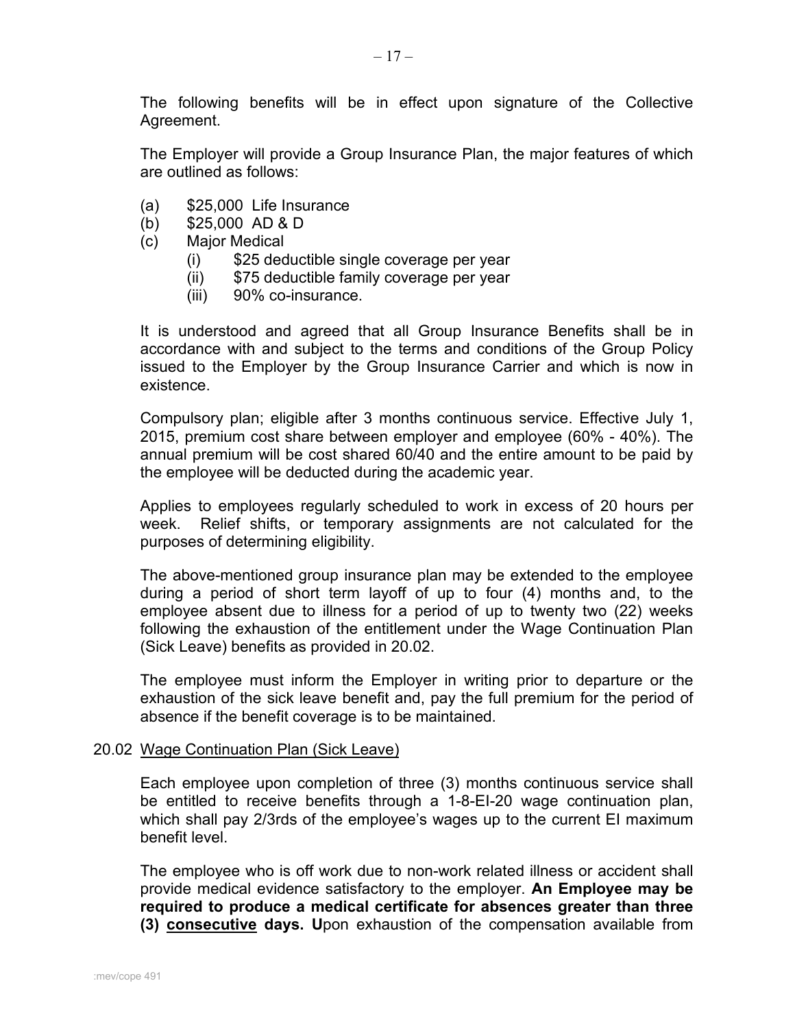The following benefits will be in effect upon signature of the Collective Agreement.

The Employer will provide a Group Insurance Plan, the major features of which are outlined as follows:

(a) $25,000 Life Insurance
(b) $25,000 AD & D
(c) Major Medical
  (i) $25 deductible single coverage per year
  (ii) $75 deductible family coverage per year
  (iii) 90% co-insurance.

It is understood and agreed that all Group Insurance Benefits shall be in accordance with and subject to the terms and conditions of the Group Policy issued to the Employer by the Group Insurance Carrier and which is now in existence.

Compulsory plan; eligible after 3 months continuous service. Effective July 1, 2015, premium cost share between employer and employee (60% - 40%). The annual premium will be cost shared 60/40 and the entire amount to be paid by the employee will be deducted during the academic year.

Applies to employees regularly scheduled to work in excess of 20 hours per week. Relief shifts, or temporary assignments are not calculated for the purposes of determining eligibility.

The above-mentioned group insurance plan may be extended to the employee during a period of short term layoff of up to four (4) months and, to the employee absent due to illness for a period of up to twenty two (22) weeks following the exhaustion of the entitlement under the Wage Continuation Plan (Sick Leave) benefits as provided in 20.02.

The employee must inform the Employer in writing prior to departure or the exhaustion of the sick leave benefit and, pay the full premium for the period of absence if the benefit coverage is to be maintained.

20.02 <u>Wage Continuation Plan (Sick Leave)</u>

Each employee upon completion of three (3) months continuous service shall be entitled to receive benefits through a 1-8-EI-20 wage continuation plan, which shall pay 2/3rds of the employee's wages up to the current EI maximum benefit level.

The employee who is off work due to non-work related illness or accident shall provide medical evidence satisfactory to the employer. **An Employee may be required to produce a medical certificate for absences greater than three (3) <u>consecutive</u> days. U**pon exhaustion of the compensation available from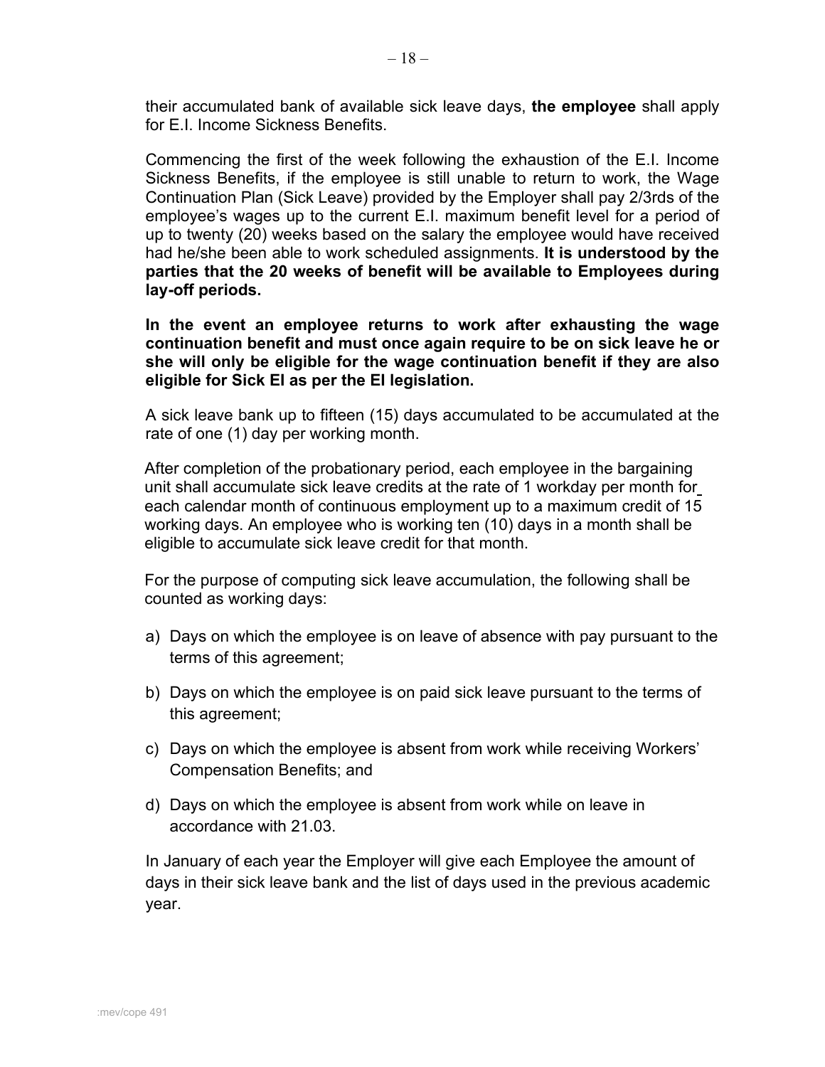their accumulated bank of available sick leave days, **the employee** shall apply for E.I. Income Sickness Benefits.

Commencing the first of the week following the exhaustion of the E.I. Income Sickness Benefits, if the employee is still unable to return to work, the Wage Continuation Plan (Sick Leave) provided by the Employer shall pay 2/3rds of the employee's wages up to the current E.I. maximum benefit level for a period of up to twenty (20) weeks based on the salary the employee would have received had he/she been able to work scheduled assignments. **It is understood by the parties that the 20 weeks of benefit will be available to Employees during lay-off periods.**

**In the event an employee returns to work after exhausting the wage continuation benefit and must once again require to be on sick leave he or she will only be eligible for the wage continuation benefit if they are also eligible for Sick EI as per the EI legislation.**

A sick leave bank up to fifteen (15) days accumulated to be accumulated at the rate of one (1) day per working month.

After completion of the probationary period, each employee in the bargaining unit shall accumulate sick leave credits at the rate of 1 workday per month for each calendar month of continuous employment up to a maximum credit of 15 working days. An employee who is working ten (10) days in a month shall be eligible to accumulate sick leave credit for that month.

For the purpose of computing sick leave accumulation, the following shall be counted as working days:

a) Days on which the employee is on leave of absence with pay pursuant to the terms of this agreement;

b) Days on which the employee is on paid sick leave pursuant to the terms of this agreement;

c) Days on which the employee is absent from work while receiving Workers' Compensation Benefits; and

d) Days on which the employee is absent from work while on leave in accordance with 21.03.

In January of each year the Employer will give each Employee the amount of days in their sick leave bank and the list of days used in the previous academic year.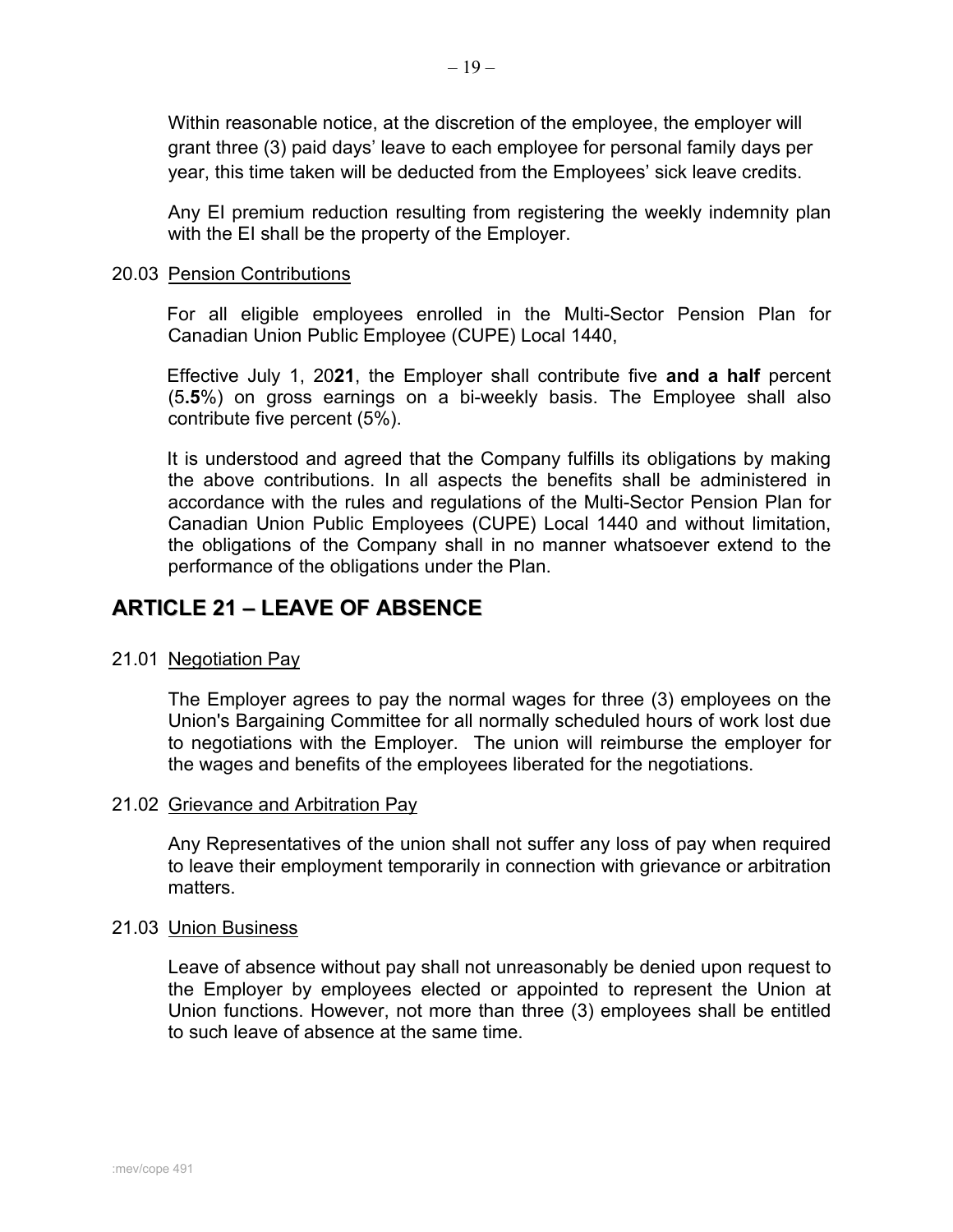Within reasonable notice, at the discretion of the employee, the employer will grant three (3) paid days' leave to each employee for personal family days per year, this time taken will be deducted from the Employees' sick leave credits.

Any EI premium reduction resulting from registering the weekly indemnity plan with the EI shall be the property of the Employer.

20.03 Pension Contributions

For all eligible employees enrolled in the Multi-Sector Pension Plan for Canadian Union Public Employee (CUPE) Local 1440,

Effective July 1, 20**21**, the Employer shall contribute five **and a half** percent (5**.5**%) on gross earnings on a bi-weekly basis. The Employee shall also contribute five percent (5%).

It is understood and agreed that the Company fulfills its obligations by making the above contributions. In all aspects the benefits shall be administered in accordance with the rules and regulations of the Multi-Sector Pension Plan for Canadian Union Public Employees (CUPE) Local 1440 and without limitation, the obligations of the Company shall in no manner whatsoever extend to the performance of the obligations under the Plan.

## ARTICLE 21 – LEAVE OF ABSENCE

21.01 Negotiation Pay

The Employer agrees to pay the normal wages for three (3) employees on the Union's Bargaining Committee for all normally scheduled hours of work lost due to negotiations with the Employer. The union will reimburse the employer for the wages and benefits of the employees liberated for the negotiations.

21.02 Grievance and Arbitration Pay

Any Representatives of the union shall not suffer any loss of pay when required to leave their employment temporarily in connection with grievance or arbitration matters.

21.03 Union Business

Leave of absence without pay shall not unreasonably be denied upon request to the Employer by employees elected or appointed to represent the Union at Union functions. However, not more than three (3) employees shall be entitled to such leave of absence at the same time.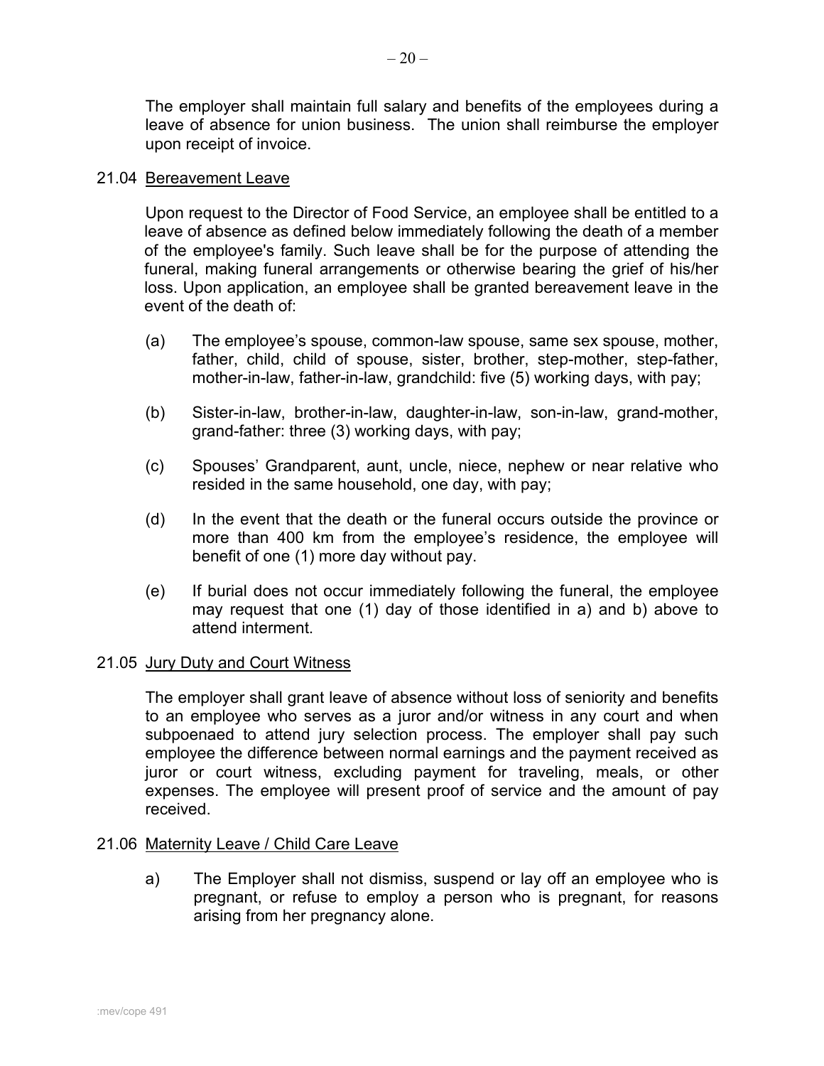The employer shall maintain full salary and benefits of the employees during a leave of absence for union business. The union shall reimburse the employer upon receipt of invoice.

## 21.04 Bereavement Leave

Upon request to the Director of Food Service, an employee shall be entitled to a leave of absence as defined below immediately following the death of a member of the employee's family. Such leave shall be for the purpose of attending the funeral, making funeral arrangements or otherwise bearing the grief of his/her loss. Upon application, an employee shall be granted bereavement leave in the event of the death of:

(a) The employee's spouse, common-law spouse, same sex spouse, mother, father, child, child of spouse, sister, brother, step-mother, step-father, mother-in-law, father-in-law, grandchild: five (5) working days, with pay;

(b) Sister-in-law, brother-in-law, daughter-in-law, son-in-law, grand-mother, grand-father: three (3) working days, with pay;

(c) Spouses' Grandparent, aunt, uncle, niece, nephew or near relative who resided in the same household, one day, with pay;

(d) In the event that the death or the funeral occurs outside the province or more than 400 km from the employee's residence, the employee will benefit of one (1) more day without pay.

(e) If burial does not occur immediately following the funeral, the employee may request that one (1) day of those identified in a) and b) above to attend interment.

## 21.05 Jury Duty and Court Witness

The employer shall grant leave of absence without loss of seniority and benefits to an employee who serves as a juror and/or witness in any court and when subpoenaed to attend jury selection process. The employer shall pay such employee the difference between normal earnings and the payment received as juror or court witness, excluding payment for traveling, meals, or other expenses. The employee will present proof of service and the amount of pay received.

## 21.06 Maternity Leave / Child Care Leave

a) The Employer shall not dismiss, suspend or lay off an employee who is pregnant, or refuse to employ a person who is pregnant, for reasons arising from her pregnancy alone.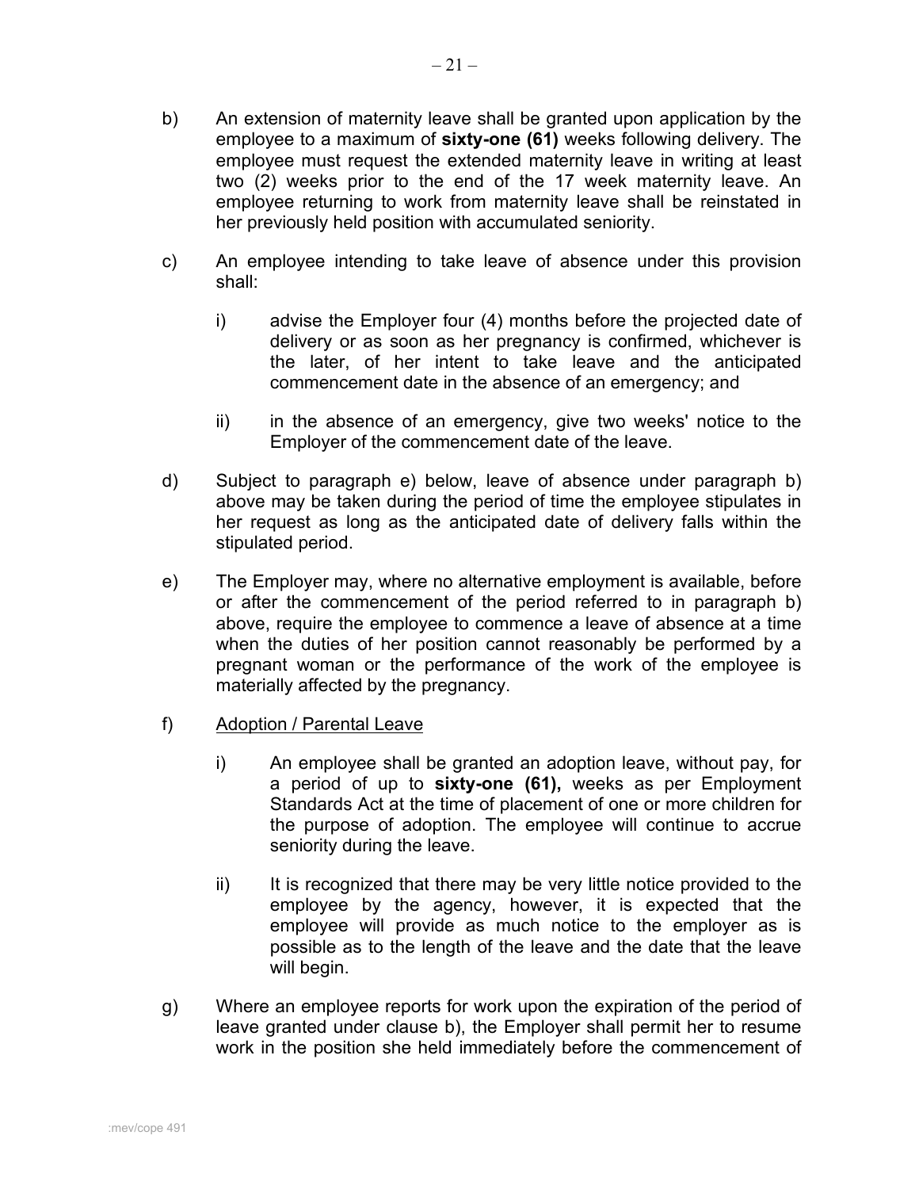b) An extension of maternity leave shall be granted upon application by the employee to a maximum of **sixty-one (61)** weeks following delivery. The employee must request the extended maternity leave in writing at least two (2) weeks prior to the end of the 17 week maternity leave. An employee returning to work from maternity leave shall be reinstated in her previously held position with accumulated seniority.

c) An employee intending to take leave of absence under this provision shall:

   i) advise the Employer four (4) months before the projected date of delivery or as soon as her pregnancy is confirmed, whichever is the later, of her intent to take leave and the anticipated commencement date in the absence of an emergency; and

   ii) in the absence of an emergency, give two weeks' notice to the Employer of the commencement date of the leave.

d) Subject to paragraph e) below, leave of absence under paragraph b) above may be taken during the period of time the employee stipulates in her request as long as the anticipated date of delivery falls within the stipulated period.

e) The Employer may, where no alternative employment is available, before or after the commencement of the period referred to in paragraph b) above, require the employee to commence a leave of absence at a time when the duties of her position cannot reasonably be performed by a pregnant woman or the performance of the work of the employee is materially affected by the pregnancy.

f) <u>Adoption / Parental Leave</u>

   i) An employee shall be granted an adoption leave, without pay, for a period of up to **sixty-one (61),** weeks as per Employment Standards Act at the time of placement of one or more children for the purpose of adoption. The employee will continue to accrue seniority during the leave.

   ii) It is recognized that there may be very little notice provided to the employee by the agency, however, it is expected that the employee will provide as much notice to the employer as is possible as to the length of the leave and the date that the leave will begin.

g) Where an employee reports for work upon the expiration of the period of leave granted under clause b), the Employer shall permit her to resume work in the position she held immediately before the commencement of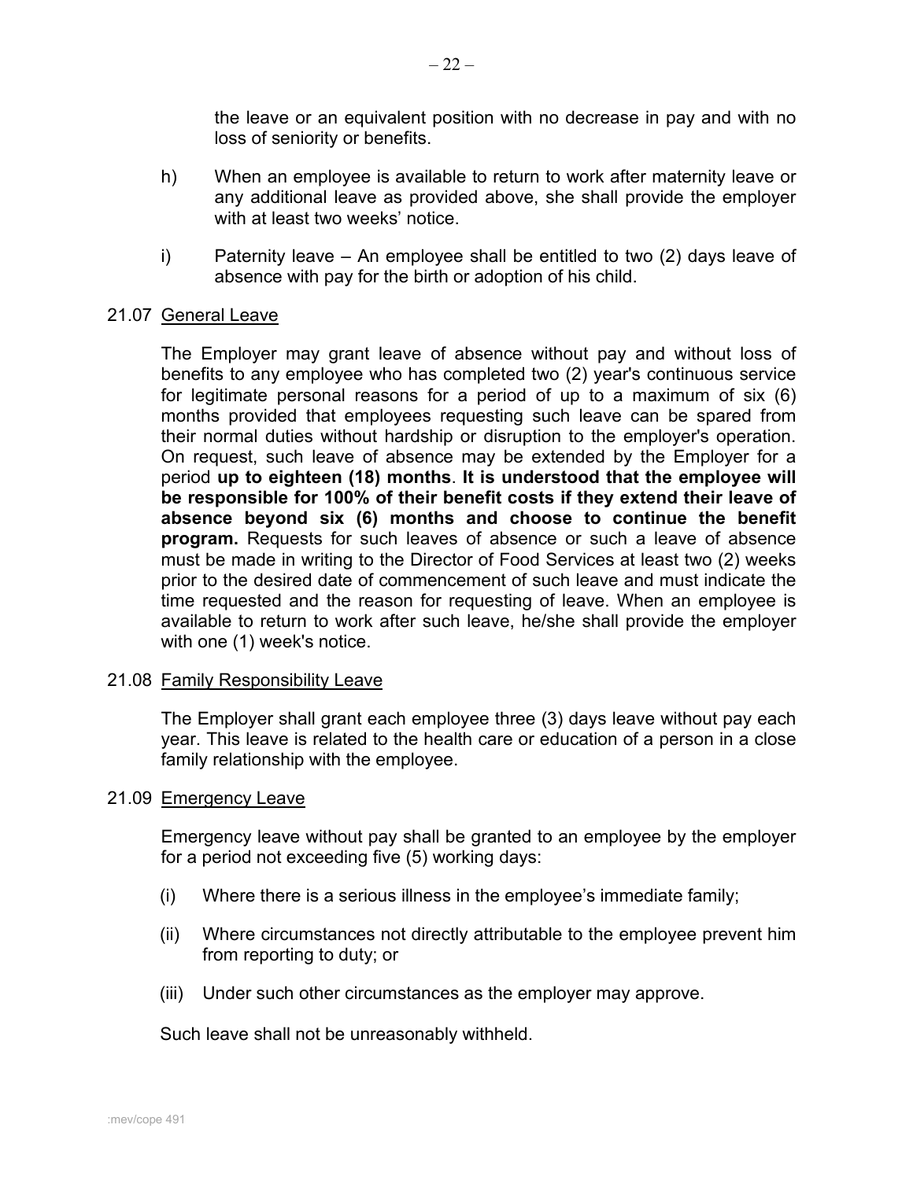the leave or an equivalent position with no decrease in pay and with no loss of seniority or benefits.

h) When an employee is available to return to work after maternity leave or any additional leave as provided above, she shall provide the employer with at least two weeks' notice.

i) Paternity leave – An employee shall be entitled to two (2) days leave of absence with pay for the birth or adoption of his child.

21.07 General Leave

The Employer may grant leave of absence without pay and without loss of benefits to any employee who has completed two (2) year's continuous service for legitimate personal reasons for a period of up to a maximum of six (6) months provided that employees requesting such leave can be spared from their normal duties without hardship or disruption to the employer's operation. On request, such leave of absence may be extended by the Employer for a period **up to eighteen (18) months**. **It is understood that the employee will be responsible for 100% of their benefit costs if they extend their leave of absence beyond six (6) months and choose to continue the benefit program.** Requests for such leaves of absence or such a leave of absence must be made in writing to the Director of Food Services at least two (2) weeks prior to the desired date of commencement of such leave and must indicate the time requested and the reason for requesting of leave. When an employee is available to return to work after such leave, he/she shall provide the employer with one (1) week's notice.

21.08 Family Responsibility Leave

The Employer shall grant each employee three (3) days leave without pay each year. This leave is related to the health care or education of a person in a close family relationship with the employee.

21.09 Emergency Leave

Emergency leave without pay shall be granted to an employee by the employer for a period not exceeding five (5) working days:

(i) Where there is a serious illness in the employee's immediate family;

(ii) Where circumstances not directly attributable to the employee prevent him from reporting to duty; or

(iii) Under such other circumstances as the employer may approve.

Such leave shall not be unreasonably withheld.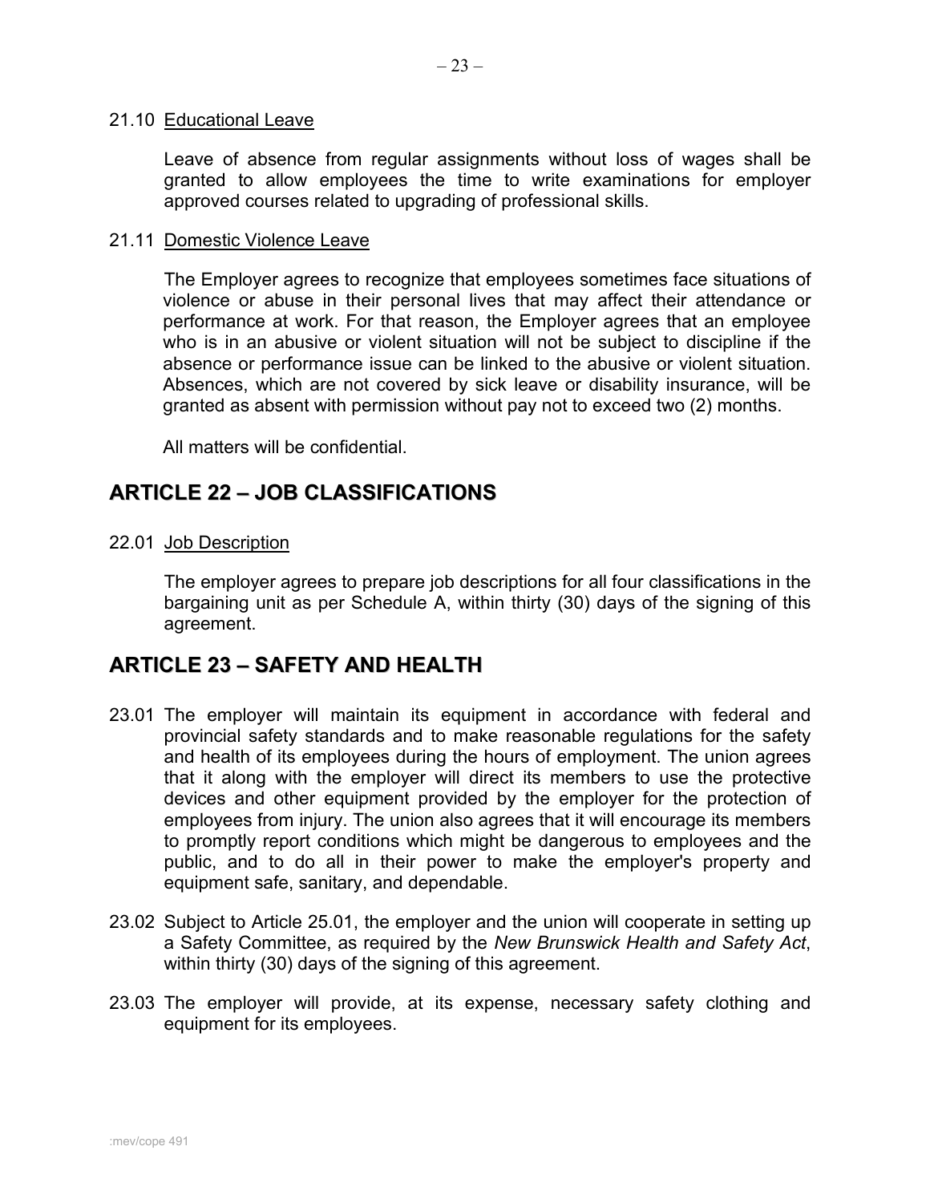21.10 Educational Leave

Leave of absence from regular assignments without loss of wages shall be granted to allow employees the time to write examinations for employer approved courses related to upgrading of professional skills.

21.11 Domestic Violence Leave

The Employer agrees to recognize that employees sometimes face situations of violence or abuse in their personal lives that may affect their attendance or performance at work. For that reason, the Employer agrees that an employee who is in an abusive or violent situation will not be subject to discipline if the absence or performance issue can be linked to the abusive or violent situation. Absences, which are not covered by sick leave or disability insurance, will be granted as absent with permission without pay not to exceed two (2) months.

All matters will be confidential.

## ARTICLE 22 – JOB CLASSIFICATIONS

22.01 Job Description

The employer agrees to prepare job descriptions for all four classifications in the bargaining unit as per Schedule A, within thirty (30) days of the signing of this agreement.

## ARTICLE 23 – SAFETY AND HEALTH

23.01 The employer will maintain its equipment in accordance with federal and provincial safety standards and to make reasonable regulations for the safety and health of its employees during the hours of employment. The union agrees that it along with the employer will direct its members to use the protective devices and other equipment provided by the employer for the protection of employees from injury. The union also agrees that it will encourage its members to promptly report conditions which might be dangerous to employees and the public, and to do all in their power to make the employer's property and equipment safe, sanitary, and dependable.

23.02 Subject to Article 25.01, the employer and the union will cooperate in setting up a Safety Committee, as required by the *New Brunswick Health and Safety Act*, within thirty (30) days of the signing of this agreement.

23.03 The employer will provide, at its expense, necessary safety clothing and equipment for its employees.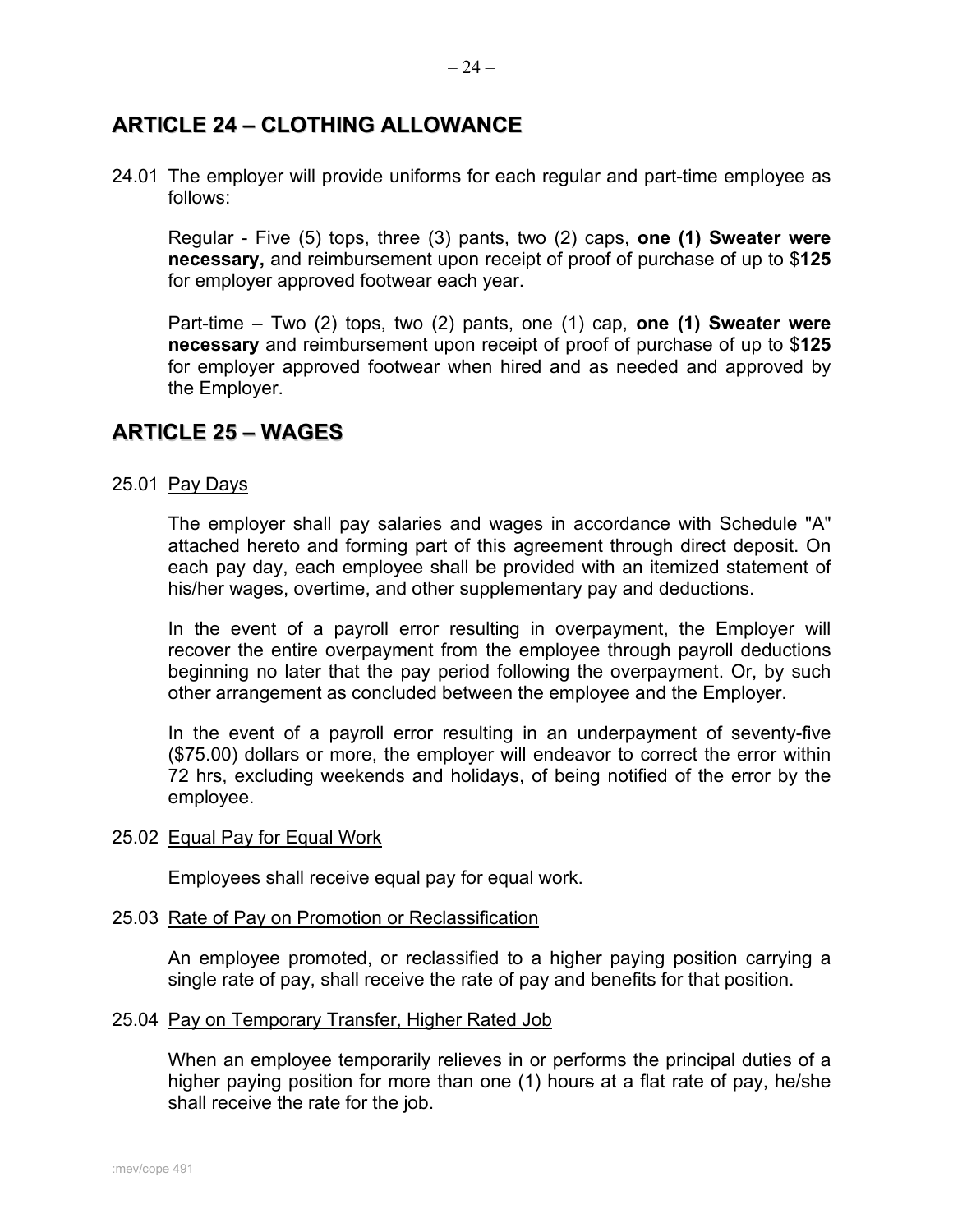## ARTICLE 24 – CLOTHING ALLOWANCE

24.01 The employer will provide uniforms for each regular and part-time employee as follows:

Regular - Five (5) tops, three (3) pants, two (2) caps, **one (1) Sweater were necessary,** and reimbursement upon receipt of proof of purchase of up to $**125** for employer approved footwear each year.

Part-time – Two (2) tops, two (2) pants, one (1) cap, **one (1) Sweater were necessary** and reimbursement upon receipt of proof of purchase of up to $**125** for employer approved footwear when hired and as needed and approved by the Employer.

## ARTICLE 25 – WAGES

25.01 Pay Days

The employer shall pay salaries and wages in accordance with Schedule "A" attached hereto and forming part of this agreement through direct deposit. On each pay day, each employee shall be provided with an itemized statement of his/her wages, overtime, and other supplementary pay and deductions.

In the event of a payroll error resulting in overpayment, the Employer will recover the entire overpayment from the employee through payroll deductions beginning no later that the pay period following the overpayment. Or, by such other arrangement as concluded between the employee and the Employer.

In the event of a payroll error resulting in an underpayment of seventy-five ($75.00) dollars or more, the employer will endeavor to correct the error within 72 hrs, excluding weekends and holidays, of being notified of the error by the employee.

25.02 Equal Pay for Equal Work

Employees shall receive equal pay for equal work.

25.03 Rate of Pay on Promotion or Reclassification

An employee promoted, or reclassified to a higher paying position carrying a single rate of pay, shall receive the rate of pay and benefits for that position.

25.04 Pay on Temporary Transfer, Higher Rated Job

When an employee temporarily relieves in or performs the principal duties of a higher paying position for more than one (1) hours at a flat rate of pay, he/she shall receive the rate for the job.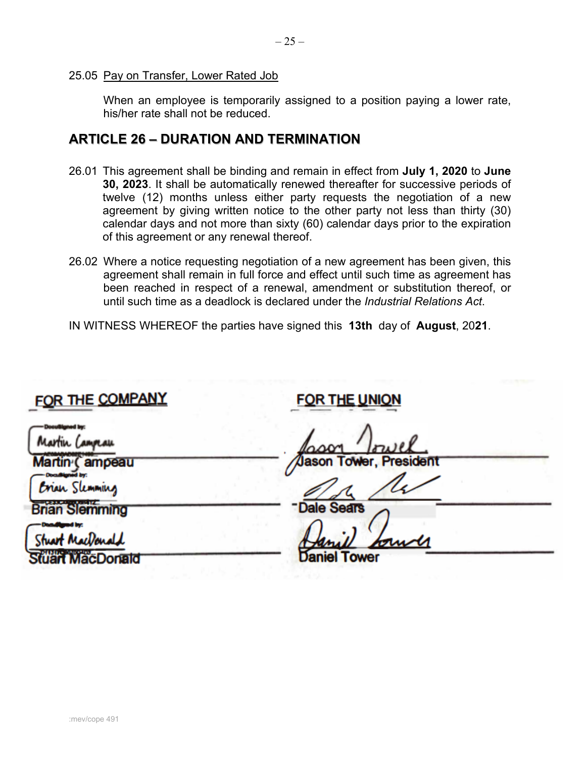25.05 Pay on Transfer, Lower Rated Job

When an employee is temporarily assigned to a position paying a lower rate, his/her rate shall not be reduced.

## ARTICLE 26 – DURATION AND TERMINATION

26.01 This agreement shall be binding and remain in effect from **July 1, 2020** to **June 30, 2023**. It shall be automatically renewed thereafter for successive periods of twelve (12) months unless either party requests the negotiation of a new agreement by giving written notice to the other party not less than thirty (30) calendar days and not more than sixty (60) calendar days prior to the expiration of this agreement or any renewal thereof.

26.02 Where a notice requesting negotiation of a new agreement has been given, this agreement shall remain in full force and effect until such time as agreement has been reached in respect of a renewal, amendment or substitution thereof, or until such time as a deadlock is declared under the *Industrial Relations Act*.

IN WITNESS WHEREOF the parties have signed this **13th** day of **August**, 20**21**.

| FOR THE COMPANY | FOR THE UNION |
| --- | --- |
| Martin Campeau | Jason Tower, President |
| Brian Slemming | Dale Sears |
| Stuart MacDonald | Daniel Tower |

:mev/cope 491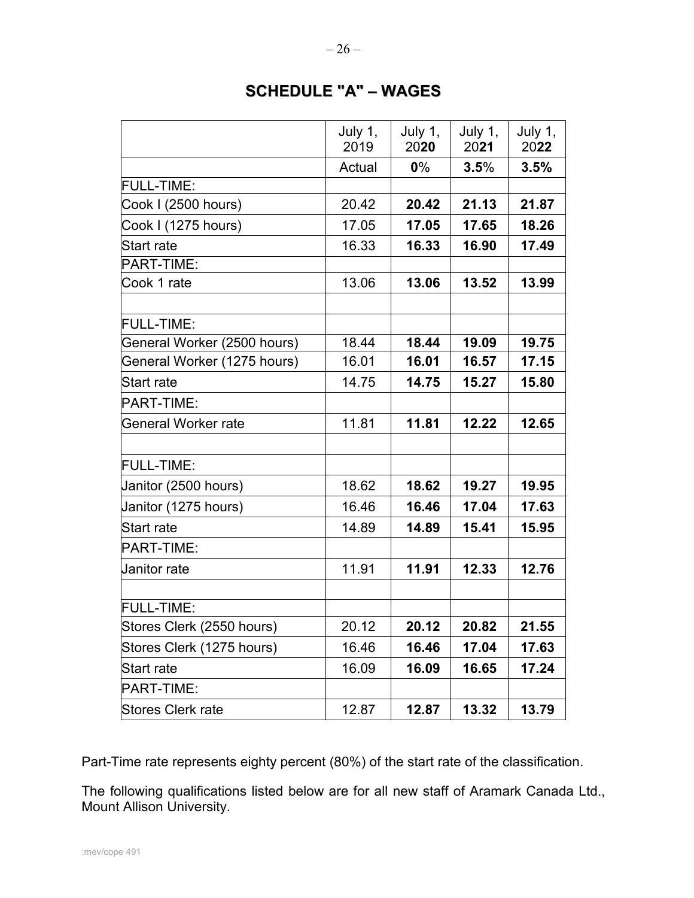## SCHEDULE "A" – WAGES

| | July 1, 2019 | July 1, 20**20** | July 1, 20**21** | July 1, 20**22** |
|---|---|---|---|---|
| | Actual | **0**% | **3.5**% | **3.5%** |
| FULL-TIME: | | | | |
| Cook I (2500 hours) | 20.42 | **20.42** | **21.13** | **21.87** |
| Cook I (1275 hours) | 17.05 | **17.05** | **17.65** | **18.26** |
| Start rate | 16.33 | **16.33** | **16.90** | **17.49** |
| PART-TIME: | | | | |
| Cook 1 rate | 13.06 | **13.06** | **13.52** | **13.99** |
| | | | | |
| FULL-TIME: | | | | |
| General Worker (2500 hours) | 18.44 | **18.44** | **19.09** | **19.75** |
| General Worker (1275 hours) | 16.01 | **16.01** | **16.57** | **17.15** |
| Start rate | 14.75 | **14.75** | **15.27** | **15.80** |
| PART-TIME: | | | | |
| General Worker rate | 11.81 | **11.81** | **12.22** | **12.65** |
| | | | | |
| FULL-TIME: | | | | |
| Janitor (2500 hours) | 18.62 | **18.62** | **19.27** | **19.95** |
| Janitor (1275 hours) | 16.46 | **16.46** | **17.04** | **17.63** |
| Start rate | 14.89 | **14.89** | **15.41** | **15.95** |
| PART-TIME: | | | | |
| Janitor rate | 11.91 | **11.91** | **12.33** | **12.76** |
| | | | | |
| FULL-TIME: | | | | |
| Stores Clerk (2550 hours) | 20.12 | **20.12** | **20.82** | **21.55** |
| Stores Clerk (1275 hours) | 16.46 | **16.46** | **17.04** | **17.63** |
| Start rate | 16.09 | **16.09** | **16.65** | **17.24** |
| PART-TIME: | | | | |
| Stores Clerk rate | 12.87 | **12.87** | **13.32** | **13.79** |

Part-Time rate represents eighty percent (80%) of the start rate of the classification.

The following qualifications listed below are for all new staff of Aramark Canada Ltd., Mount Allison University.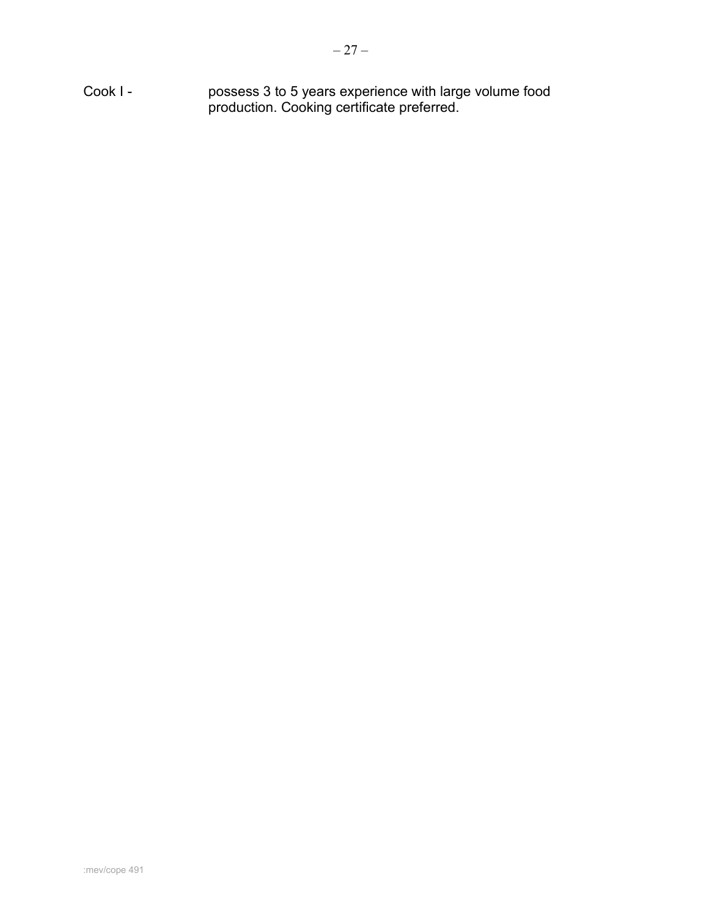Cook I - possess 3 to 5 years experience with large volume food production. Cooking certificate preferred.

:mev/cope 491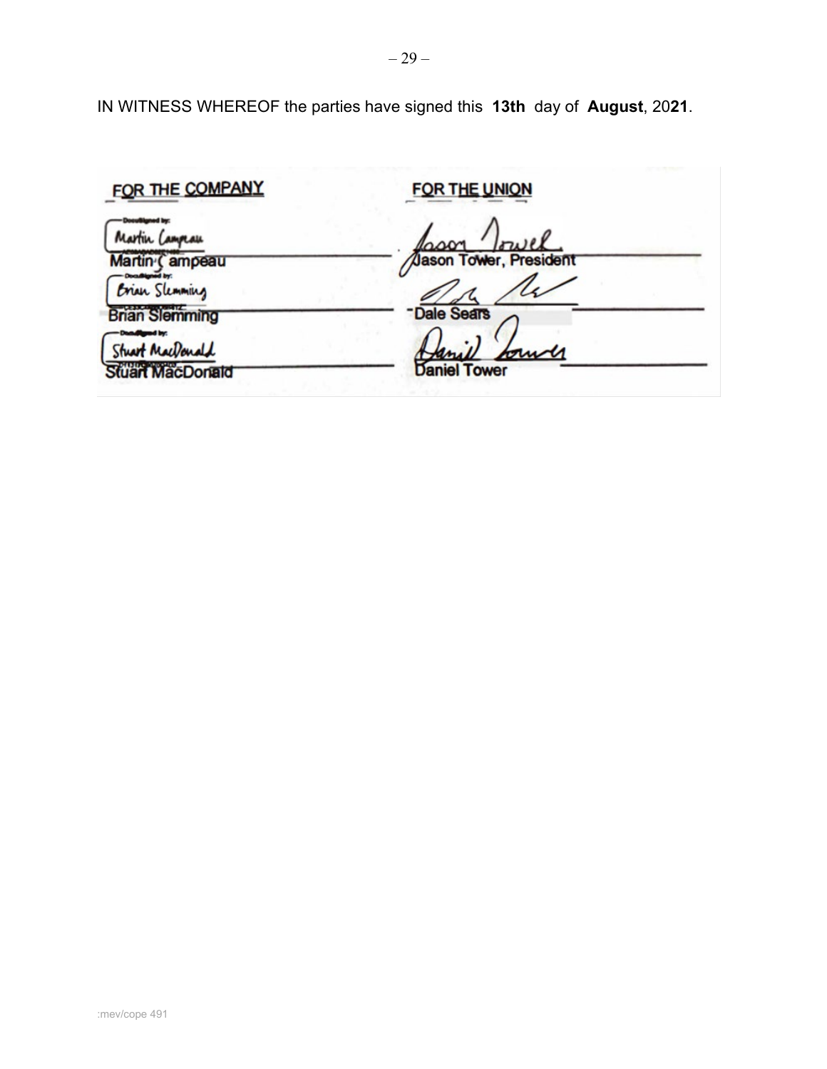IN WITNESS WHEREOF the parties have signed this **13th** day of **August**, 20**21**.

| FOR THE COMPANY | FOR THE UNION |
| --- | --- |
| Martin Campeau | Jason Tower, President |
| Brian Slemming | Dale Sears |
| Stuart MacDonald | Daniel Tower |

:mev/cope 491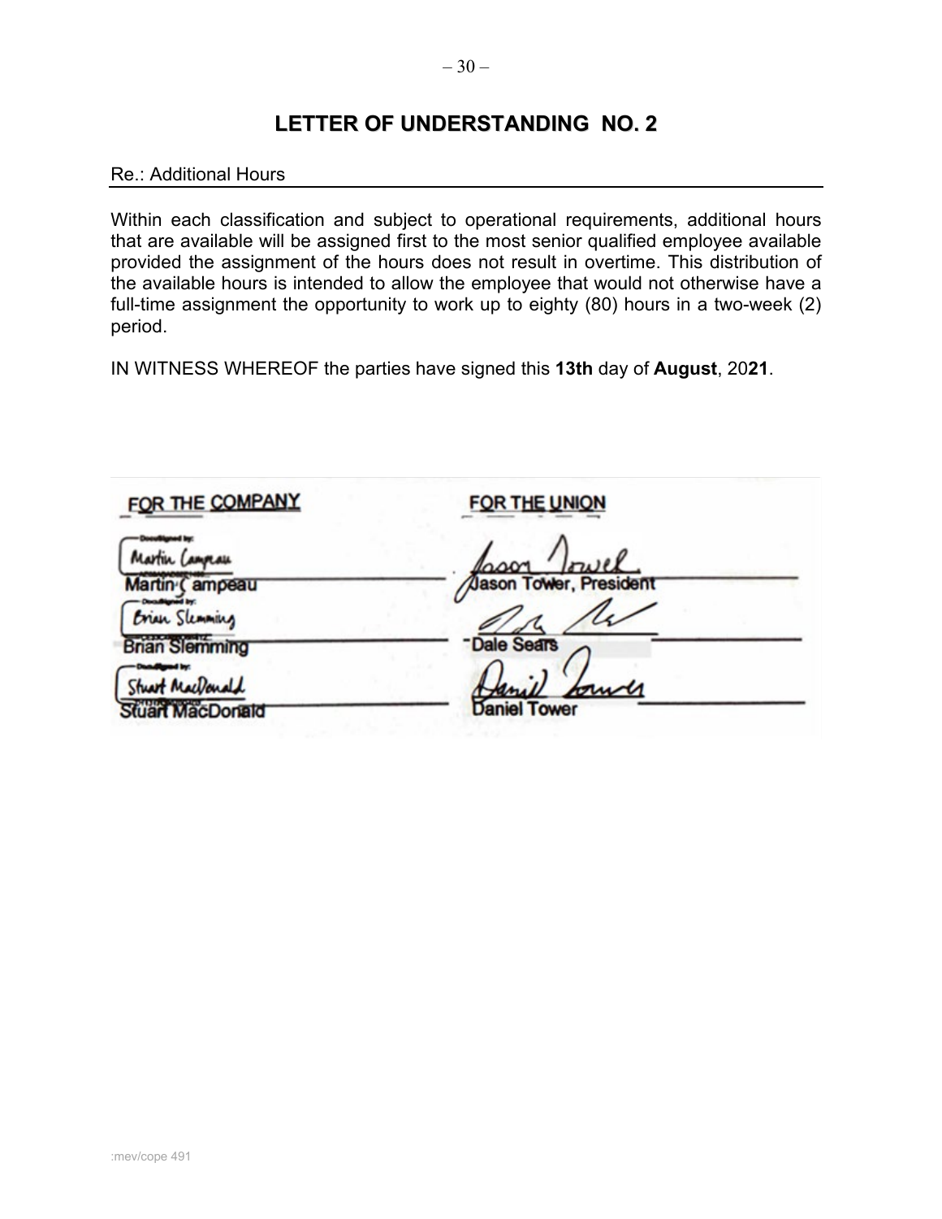# LETTER OF UNDERSTANDING NO. 2

Re.: Additional Hours

Within each classification and subject to operational requirements, additional hours that are available will be assigned first to the most senior qualified employee available provided the assignment of the hours does not result in overtime. This distribution of the available hours is intended to allow the employee that would not otherwise have a full-time assignment the opportunity to work up to eighty (80) hours in a two-week (2) period.

IN WITNESS WHEREOF the parties have signed this **13th** day of **August**, 20**21**.

| FOR THE COMPANY | FOR THE UNION |
| --- | --- |
| Martin Campeau | Jason Tower, President |
| Brian Slemming | Dale Sears |
| Stuart MacDonald | Daniel Tower |

:mev/cope 491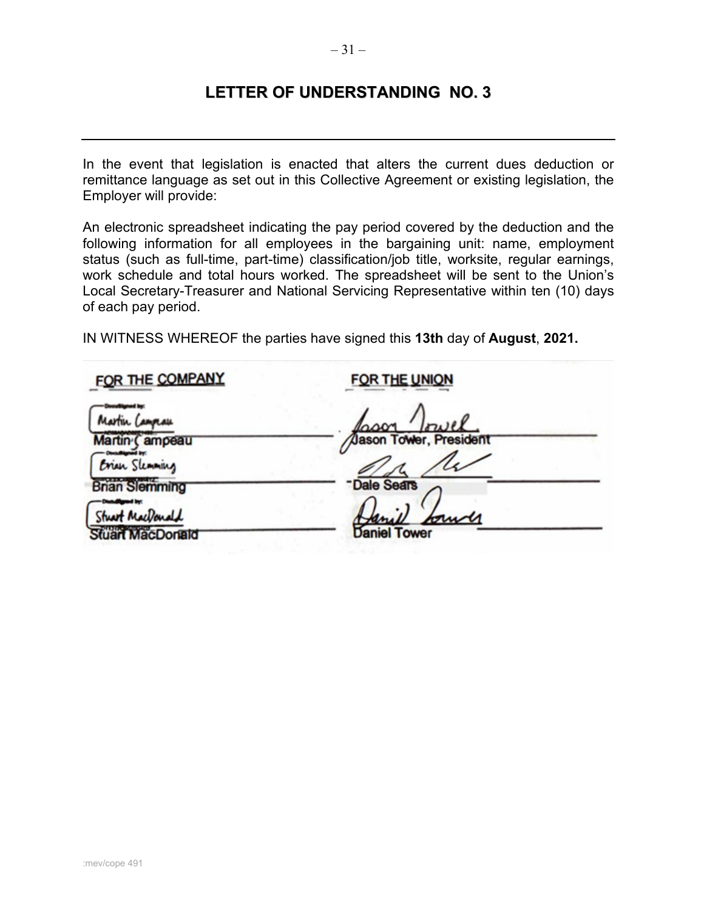# LETTER OF UNDERSTANDING NO. 3

---

In the event that legislation is enacted that alters the current dues deduction or remittance language as set out in this Collective Agreement or existing legislation, the Employer will provide:

An electronic spreadsheet indicating the pay period covered by the deduction and the following information for all employees in the bargaining unit: name, employment status (such as full-time, part-time) classification/job title, worksite, regular earnings, work schedule and total hours worked. The spreadsheet will be sent to the Union's Local Secretary-Treasurer and National Servicing Representative within ten (10) days of each pay period.

IN WITNESS WHEREOF the parties have signed this **13th** day of **August**, **2021.**

| FOR THE COMPANY | FOR THE UNION |
| --- | --- |
| Martin Campeau | Jason Tower, President |
| Brian Slemming | Dale Sears |
| Stuart MacDonald | Daniel Tower |

:mev/cope 491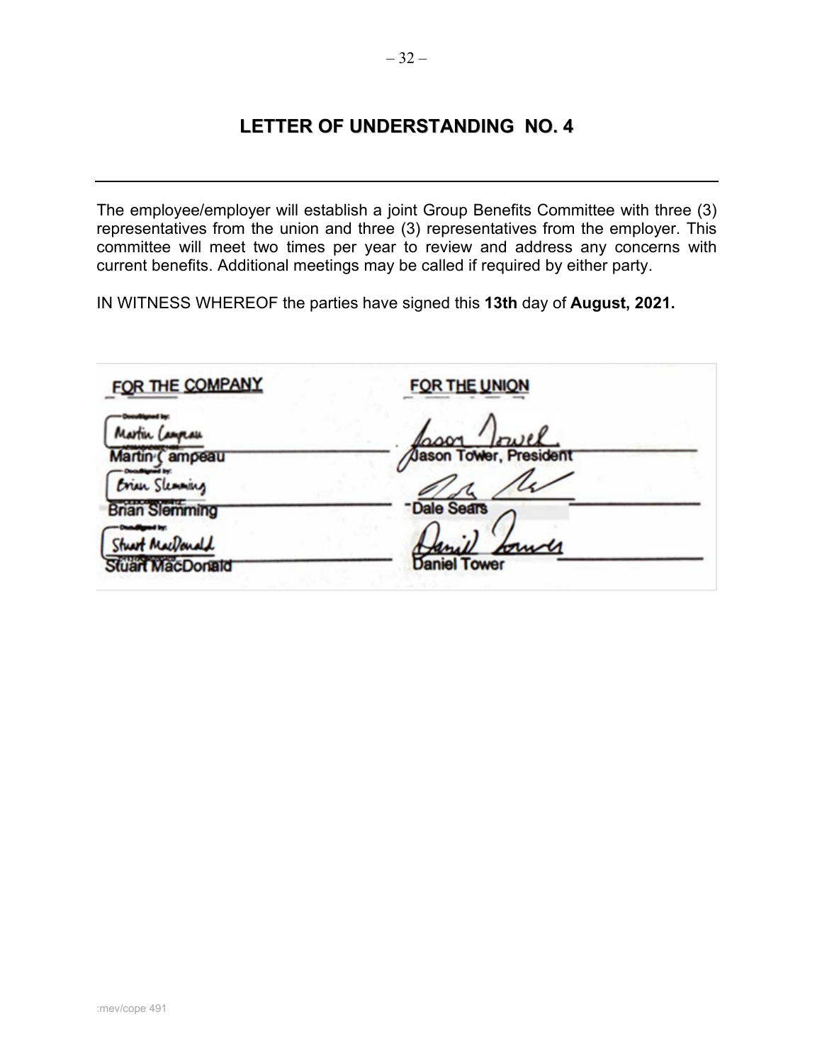# LETTER OF UNDERSTANDING NO. 4

The employee/employer will establish a joint Group Benefits Committee with three (3) representatives from the union and three (3) representatives from the employer. This committee will meet two times per year to review and address any concerns with current benefits. Additional meetings may be called if required by either party.

IN WITNESS WHEREOF the parties have signed this **13th** day of **August, 2021.**

| FOR THE COMPANY | FOR THE UNION |
|---|---|
| Martin Campeau | Jason Tower, President |
| Brian Slemming | Dale Sears |
| Stuart MacDonald | Daniel Tower |

:mev/cope 491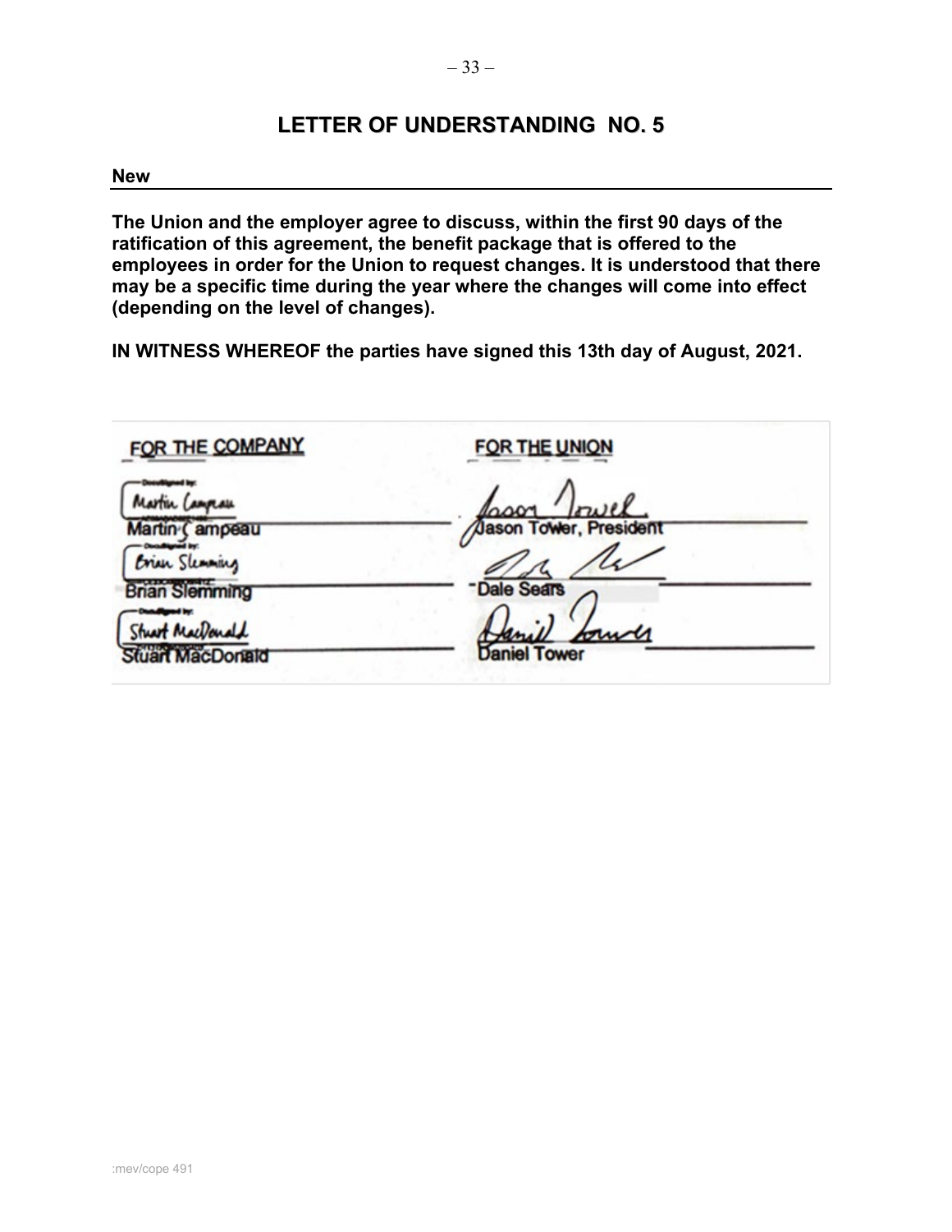# LETTER OF UNDERSTANDING NO. 5

**New**

**The Union and the employer agree to discuss, within the first 90 days of the ratification of this agreement, the benefit package that is offered to the employees in order for the Union to request changes. It is understood that there may be a specific time during the year where the changes will come into effect (depending on the level of changes).**

**IN WITNESS WHEREOF the parties have signed this 13th day of August, 2021.**

| FOR THE COMPANY | FOR THE UNION |
| --- | --- |
| Martin Campeau | Jason Tower, President |
| Brian Slemming | Dale Sears |
| Stuart MacDonald | Daniel Tower |

:mev/cope 491